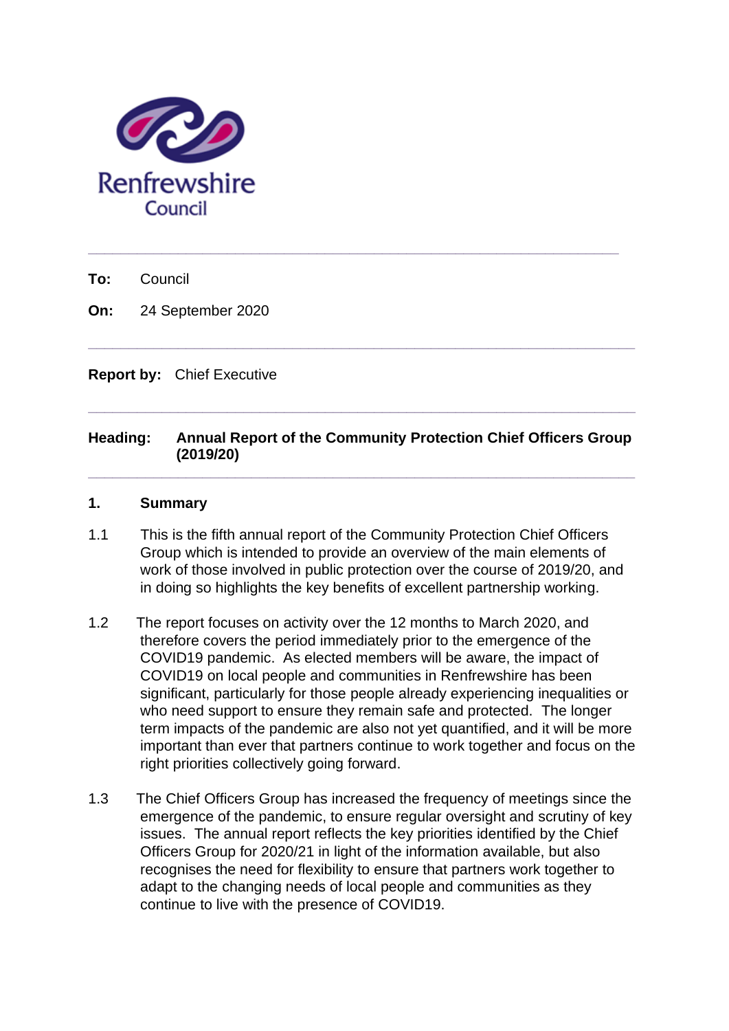Renfrewshire Council

---

**To:** Council

**On:** 24 September 2020

---

**Report by:** Chief Executive

---

**Heading:** **Annual Report of the Community Protection Chief Officers Group (2019/20)**

---

## 1. Summary

1.1 This is the fifth annual report of the Community Protection Chief Officers Group which is intended to provide an overview of the main elements of work of those involved in public protection over the course of 2019/20, and in doing so highlights the key benefits of excellent partnership working.

1.2 The report focuses on activity over the 12 months to March 2020, and therefore covers the period immediately prior to the emergence of the COVID19 pandemic. As elected members will be aware, the impact of COVID19 on local people and communities in Renfrewshire has been significant, particularly for those people already experiencing inequalities or who need support to ensure they remain safe and protected. The longer term impacts of the pandemic are also not yet quantified, and it will be more important than ever that partners continue to work together and focus on the right priorities collectively going forward.

1.3 The Chief Officers Group has increased the frequency of meetings since the emergence of the pandemic, to ensure regular oversight and scrutiny of key issues. The annual report reflects the key priorities identified by the Chief Officers Group for 2020/21 in light of the information available, but also recognises the need for flexibility to ensure that partners work together to adapt to the changing needs of local people and communities as they continue to live with the presence of COVID19.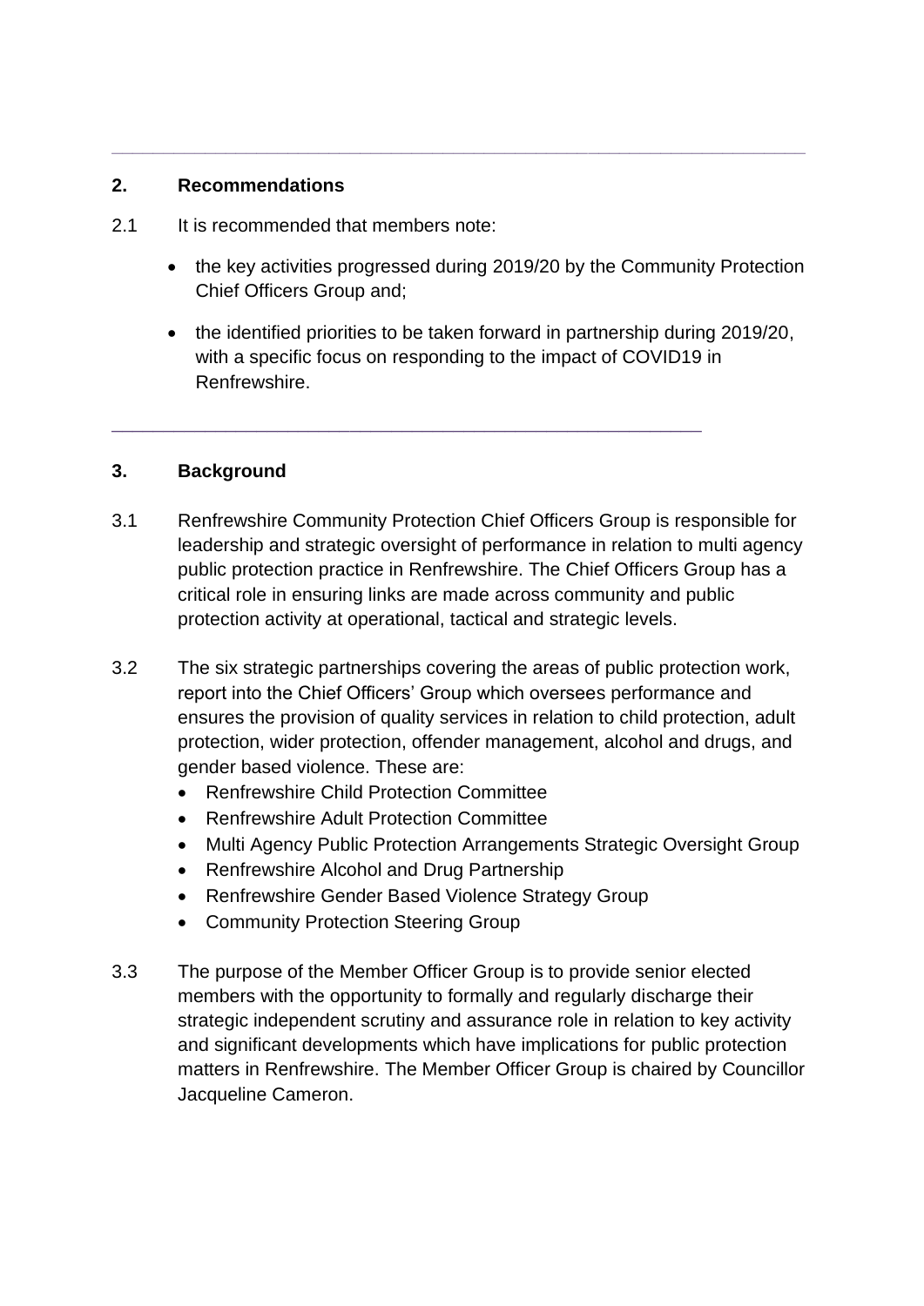## 2. Recommendations

2.1 It is recommended that members note:

- the key activities progressed during 2019/20 by the Community Protection Chief Officers Group and;
- the identified priorities to be taken forward in partnership during 2019/20, with a specific focus on responding to the impact of COVID19 in Renfrewshire.

---

## 3. Background

3.1 Renfrewshire Community Protection Chief Officers Group is responsible for leadership and strategic oversight of performance in relation to multi agency public protection practice in Renfrewshire. The Chief Officers Group has a critical role in ensuring links are made across community and public protection activity at operational, tactical and strategic levels.

3.2 The six strategic partnerships covering the areas of public protection work, report into the Chief Officers' Group which oversees performance and ensures the provision of quality services in relation to child protection, adult protection, wider protection, offender management, alcohol and drugs, and gender based violence. These are:

- Renfrewshire Child Protection Committee
- Renfrewshire Adult Protection Committee
- Multi Agency Public Protection Arrangements Strategic Oversight Group
- Renfrewshire Alcohol and Drug Partnership
- Renfrewshire Gender Based Violence Strategy Group
- Community Protection Steering Group

3.3 The purpose of the Member Officer Group is to provide senior elected members with the opportunity to formally and regularly discharge their strategic independent scrutiny and assurance role in relation to key activity and significant developments which have implications for public protection matters in Renfrewshire. The Member Officer Group is chaired by Councillor Jacqueline Cameron.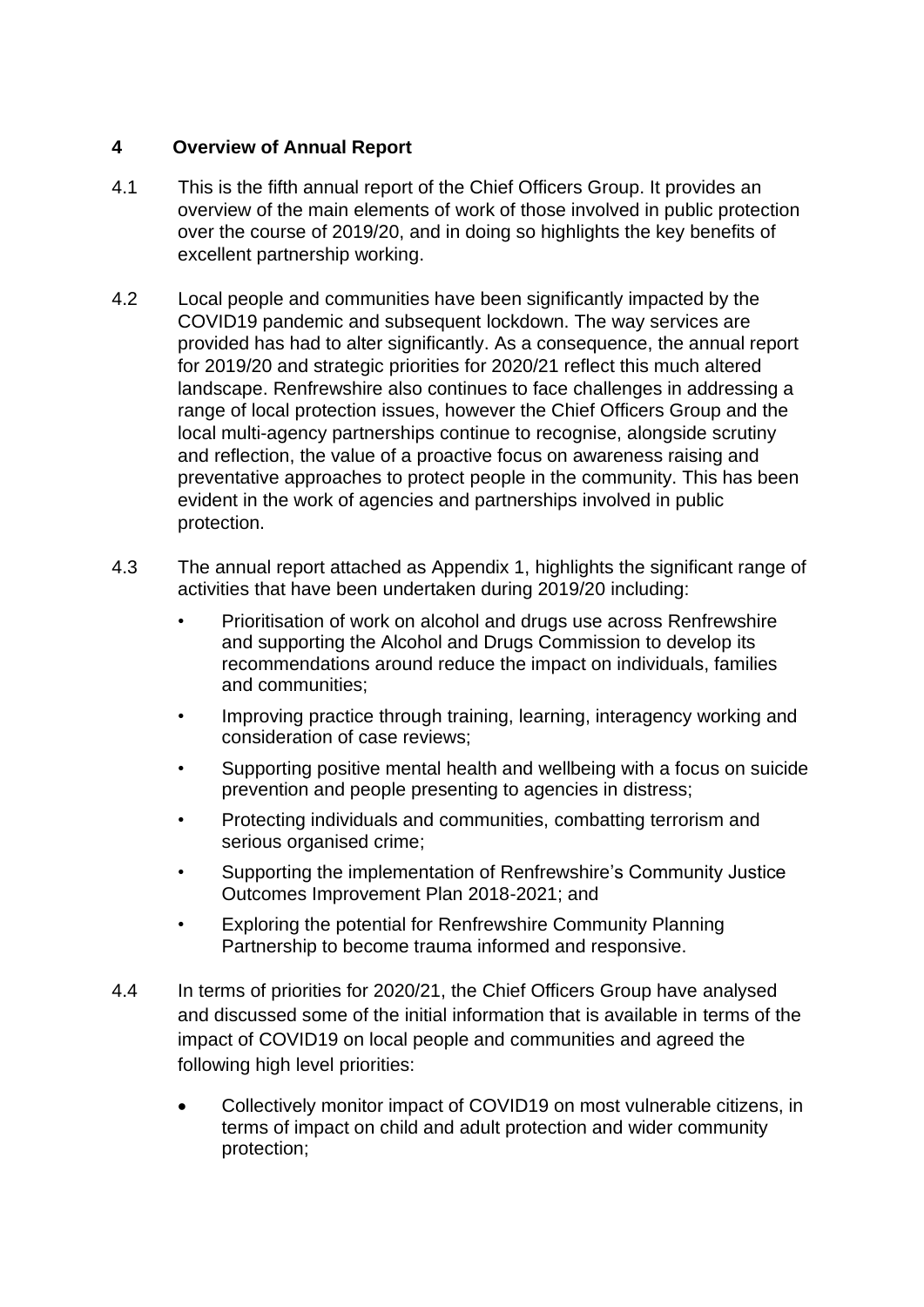## 4 Overview of Annual Report

4.1 This is the fifth annual report of the Chief Officers Group. It provides an overview of the main elements of work of those involved in public protection over the course of 2019/20, and in doing so highlights the key benefits of excellent partnership working.

4.2 Local people and communities have been significantly impacted by the COVID19 pandemic and subsequent lockdown. The way services are provided has had to alter significantly. As a consequence, the annual report for 2019/20 and strategic priorities for 2020/21 reflect this much altered landscape. Renfrewshire also continues to face challenges in addressing a range of local protection issues, however the Chief Officers Group and the local multi-agency partnerships continue to recognise, alongside scrutiny and reflection, the value of a proactive focus on awareness raising and preventative approaches to protect people in the community. This has been evident in the work of agencies and partnerships involved in public protection.

4.3 The annual report attached as Appendix 1, highlights the significant range of activities that have been undertaken during 2019/20 including:

- Prioritisation of work on alcohol and drugs use across Renfrewshire and supporting the Alcohol and Drugs Commission to develop its recommendations around reduce the impact on individuals, families and communities;
- Improving practice through training, learning, interagency working and consideration of case reviews;
- Supporting positive mental health and wellbeing with a focus on suicide prevention and people presenting to agencies in distress;
- Protecting individuals and communities, combatting terrorism and serious organised crime;
- Supporting the implementation of Renfrewshire's Community Justice Outcomes Improvement Plan 2018-2021; and
- Exploring the potential for Renfrewshire Community Planning Partnership to become trauma informed and responsive.

4.4 In terms of priorities for 2020/21, the Chief Officers Group have analysed and discussed some of the initial information that is available in terms of the impact of COVID19 on local people and communities and agreed the following high level priorities:

- Collectively monitor impact of COVID19 on most vulnerable citizens, in terms of impact on child and adult protection and wider community protection;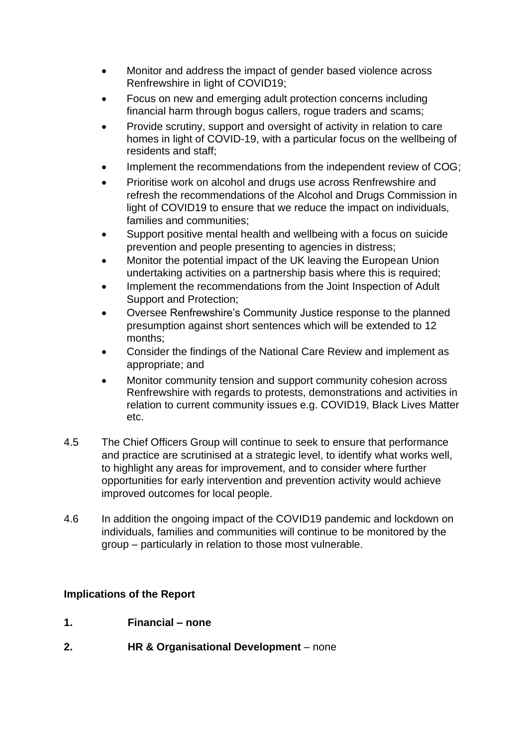- Monitor and address the impact of gender based violence across Renfrewshire in light of COVID19;
- Focus on new and emerging adult protection concerns including financial harm through bogus callers, rogue traders and scams;
- Provide scrutiny, support and oversight of activity in relation to care homes in light of COVID-19, with a particular focus on the wellbeing of residents and staff;
- Implement the recommendations from the independent review of COG;
- Prioritise work on alcohol and drugs use across Renfrewshire and refresh the recommendations of the Alcohol and Drugs Commission in light of COVID19 to ensure that we reduce the impact on individuals, families and communities;
- Support positive mental health and wellbeing with a focus on suicide prevention and people presenting to agencies in distress;
- Monitor the potential impact of the UK leaving the European Union undertaking activities on a partnership basis where this is required;
- Implement the recommendations from the Joint Inspection of Adult Support and Protection;
- Oversee Renfrewshire's Community Justice response to the planned presumption against short sentences which will be extended to 12 months;
- Consider the findings of the National Care Review and implement as appropriate; and
- Monitor community tension and support community cohesion across Renfrewshire with regards to protests, demonstrations and activities in relation to current community issues e.g. COVID19, Black Lives Matter etc.

4.5 The Chief Officers Group will continue to seek to ensure that performance and practice are scrutinised at a strategic level, to identify what works well, to highlight any areas for improvement, and to consider where further opportunities for early intervention and prevention activity would achieve improved outcomes for local people.

4.6 In addition the ongoing impact of the COVID19 pandemic and lockdown on individuals, families and communities will continue to be monitored by the group – particularly in relation to those most vulnerable.

**Implications of the Report**

**1. Financial – none**

**2. HR & Organisational Development** – none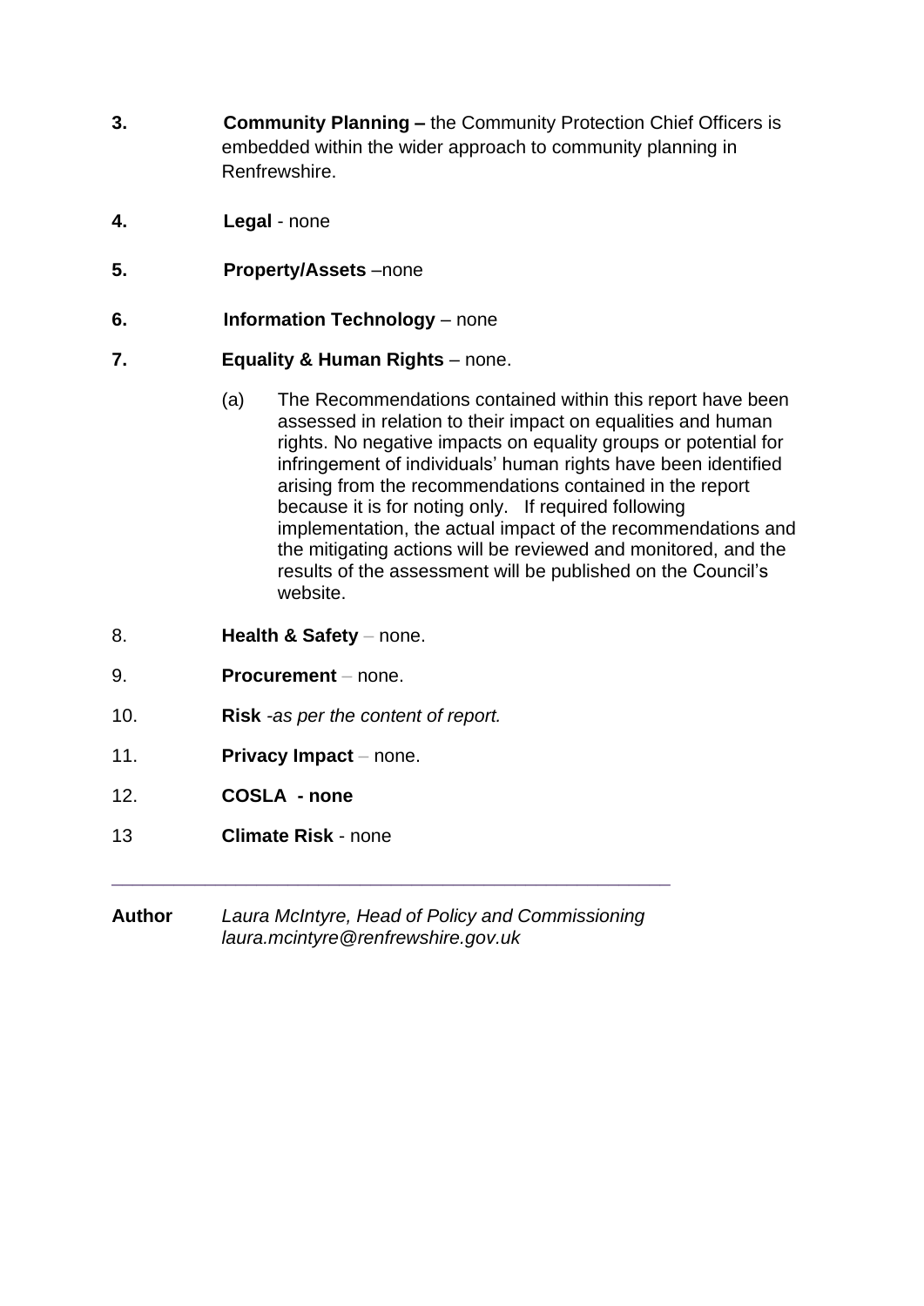**3.** **Community Planning –** the Community Protection Chief Officers is embedded within the wider approach to community planning in Renfrewshire.

**4.** **Legal** - none

**5.** **Property/Assets** –none

**6.** **Information Technology** – none

**7.** **Equality & Human Rights** – none.

(a) The Recommendations contained within this report have been assessed in relation to their impact on equalities and human rights. No negative impacts on equality groups or potential for infringement of individuals' human rights have been identified arising from the recommendations contained in the report because it is for noting only. If required following implementation, the actual impact of the recommendations and the mitigating actions will be reviewed and monitored, and the results of the assessment will be published on the Council's website.

8. **Health & Safety** – none.

9. **Procurement** – none.

10. **Risk** *-as per the content of report.*

11. **Privacy Impact** – none.

12. **COSLA - none**

13 **Climate Risk** - none

---

**Author** *Laura McIntyre, Head of Policy and Commissioning laura.mcintyre@renfrewshire.gov.uk*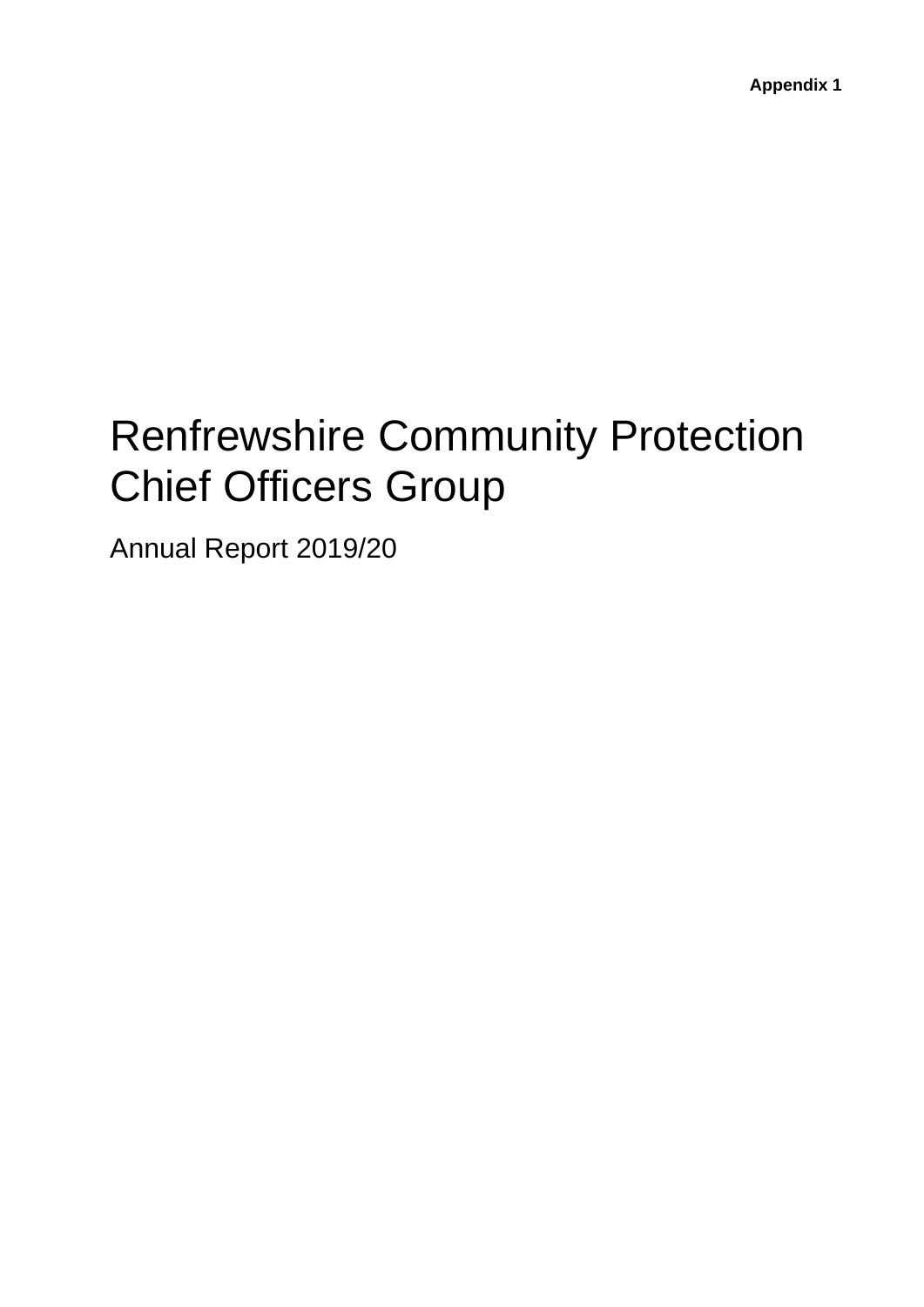**Appendix 1**

# Renfrewshire Community Protection Chief Officers Group

Annual Report 2019/20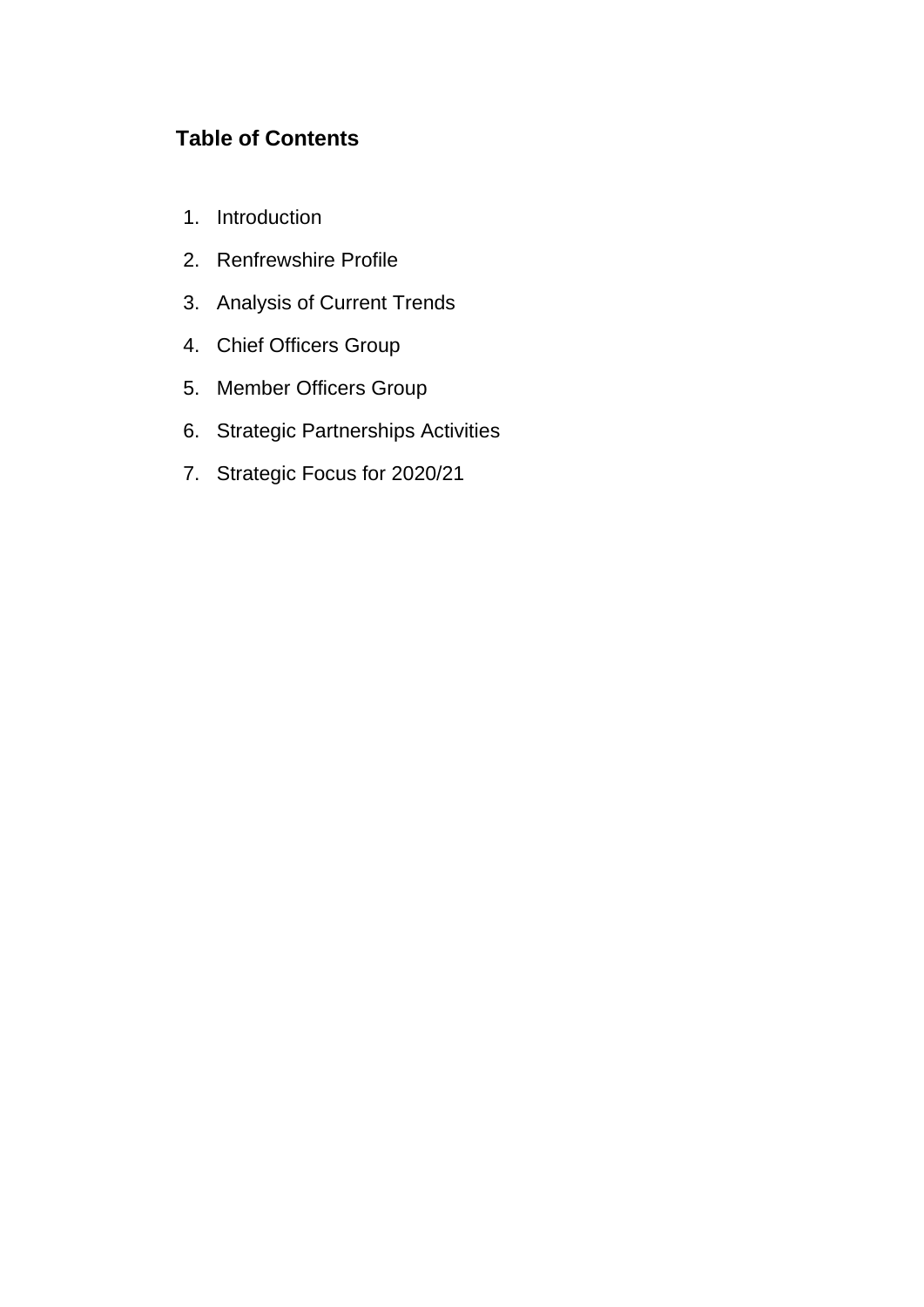## Table of Contents

1. Introduction
2. Renfrewshire Profile
3. Analysis of Current Trends
4. Chief Officers Group
5. Member Officers Group
6. Strategic Partnerships Activities
7. Strategic Focus for 2020/21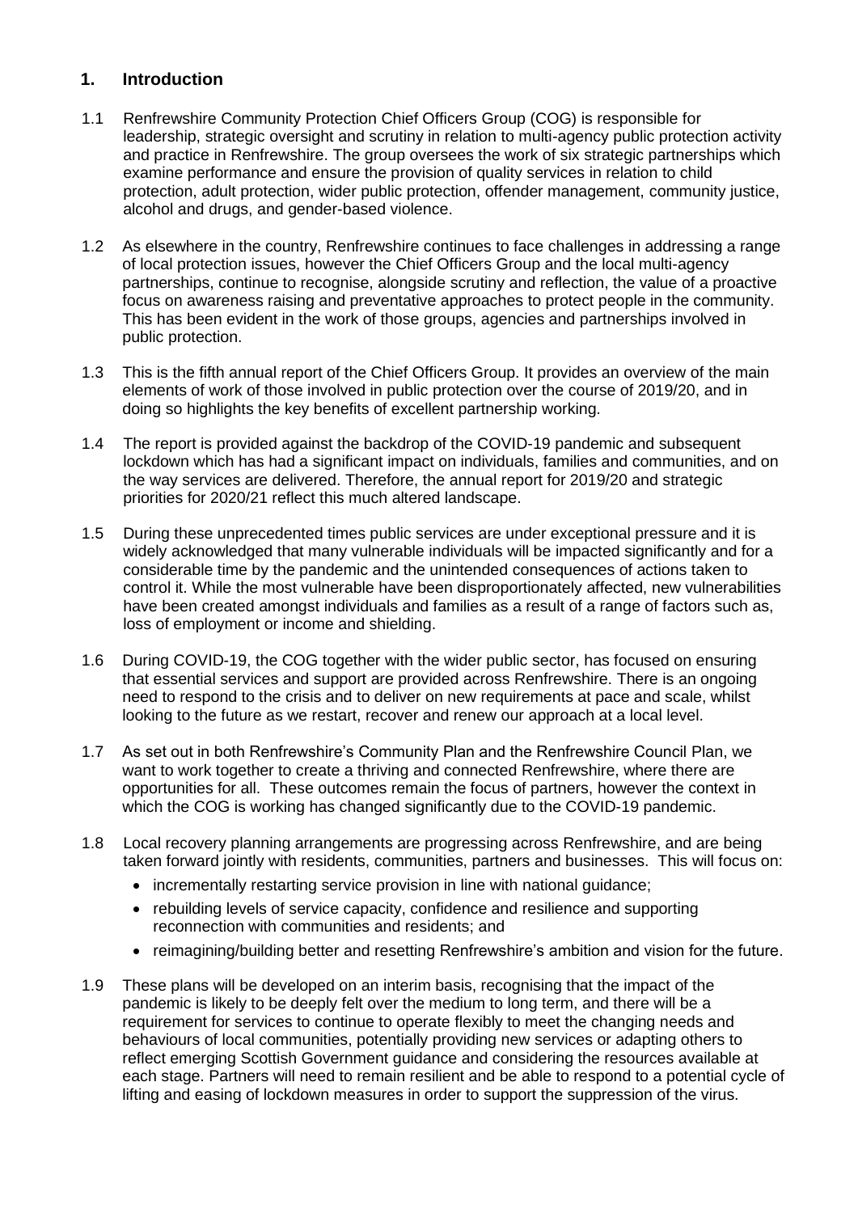## 1. Introduction

1.1 Renfrewshire Community Protection Chief Officers Group (COG) is responsible for leadership, strategic oversight and scrutiny in relation to multi-agency public protection activity and practice in Renfrewshire. The group oversees the work of six strategic partnerships which examine performance and ensure the provision of quality services in relation to child protection, adult protection, wider public protection, offender management, community justice, alcohol and drugs, and gender-based violence.

1.2 As elsewhere in the country, Renfrewshire continues to face challenges in addressing a range of local protection issues, however the Chief Officers Group and the local multi-agency partnerships, continue to recognise, alongside scrutiny and reflection, the value of a proactive focus on awareness raising and preventative approaches to protect people in the community. This has been evident in the work of those groups, agencies and partnerships involved in public protection.

1.3 This is the fifth annual report of the Chief Officers Group. It provides an overview of the main elements of work of those involved in public protection over the course of 2019/20, and in doing so highlights the key benefits of excellent partnership working.

1.4 The report is provided against the backdrop of the COVID-19 pandemic and subsequent lockdown which has had a significant impact on individuals, families and communities, and on the way services are delivered. Therefore, the annual report for 2019/20 and strategic priorities for 2020/21 reflect this much altered landscape.

1.5 During these unprecedented times public services are under exceptional pressure and it is widely acknowledged that many vulnerable individuals will be impacted significantly and for a considerable time by the pandemic and the unintended consequences of actions taken to control it. While the most vulnerable have been disproportionately affected, new vulnerabilities have been created amongst individuals and families as a result of a range of factors such as, loss of employment or income and shielding.

1.6 During COVID-19, the COG together with the wider public sector, has focused on ensuring that essential services and support are provided across Renfrewshire. There is an ongoing need to respond to the crisis and to deliver on new requirements at pace and scale, whilst looking to the future as we restart, recover and renew our approach at a local level.

1.7 As set out in both Renfrewshire's Community Plan and the Renfrewshire Council Plan, we want to work together to create a thriving and connected Renfrewshire, where there are opportunities for all. These outcomes remain the focus of partners, however the context in which the COG is working has changed significantly due to the COVID-19 pandemic.

1.8 Local recovery planning arrangements are progressing across Renfrewshire, and are being taken forward jointly with residents, communities, partners and businesses. This will focus on:

- incrementally restarting service provision in line with national guidance;
- rebuilding levels of service capacity, confidence and resilience and supporting reconnection with communities and residents; and
- reimagining/building better and resetting Renfrewshire's ambition and vision for the future.

1.9 These plans will be developed on an interim basis, recognising that the impact of the pandemic is likely to be deeply felt over the medium to long term, and there will be a requirement for services to continue to operate flexibly to meet the changing needs and behaviours of local communities, potentially providing new services or adapting others to reflect emerging Scottish Government guidance and considering the resources available at each stage. Partners will need to remain resilient and be able to respond to a potential cycle of lifting and easing of lockdown measures in order to support the suppression of the virus.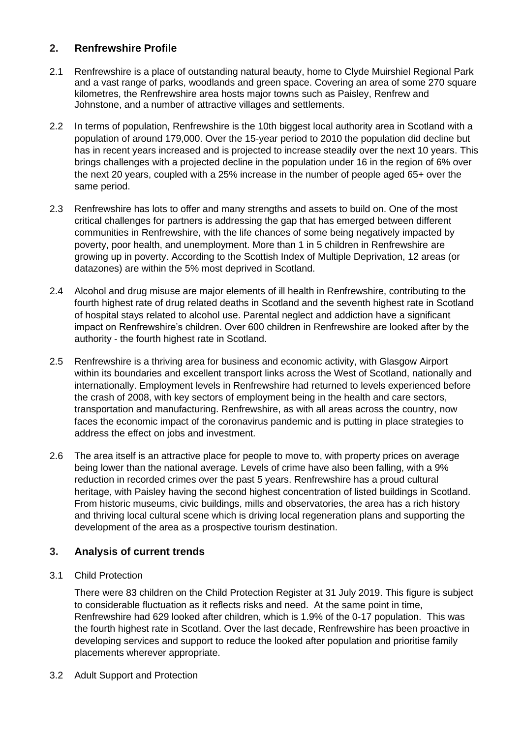## 2. Renfrewshire Profile

2.1 Renfrewshire is a place of outstanding natural beauty, home to Clyde Muirshiel Regional Park and a vast range of parks, woodlands and green space. Covering an area of some 270 square kilometres, the Renfrewshire area hosts major towns such as Paisley, Renfrew and Johnstone, and a number of attractive villages and settlements.

2.2 In terms of population, Renfrewshire is the 10th biggest local authority area in Scotland with a population of around 179,000. Over the 15-year period to 2010 the population did decline but has in recent years increased and is projected to increase steadily over the next 10 years. This brings challenges with a projected decline in the population under 16 in the region of 6% over the next 20 years, coupled with a 25% increase in the number of people aged 65+ over the same period.

2.3 Renfrewshire has lots to offer and many strengths and assets to build on. One of the most critical challenges for partners is addressing the gap that has emerged between different communities in Renfrewshire, with the life chances of some being negatively impacted by poverty, poor health, and unemployment. More than 1 in 5 children in Renfrewshire are growing up in poverty. According to the Scottish Index of Multiple Deprivation, 12 areas (or datazones) are within the 5% most deprived in Scotland.

2.4 Alcohol and drug misuse are major elements of ill health in Renfrewshire, contributing to the fourth highest rate of drug related deaths in Scotland and the seventh highest rate in Scotland of hospital stays related to alcohol use. Parental neglect and addiction have a significant impact on Renfrewshire's children. Over 600 children in Renfrewshire are looked after by the authority - the fourth highest rate in Scotland.

2.5 Renfrewshire is a thriving area for business and economic activity, with Glasgow Airport within its boundaries and excellent transport links across the West of Scotland, nationally and internationally. Employment levels in Renfrewshire had returned to levels experienced before the crash of 2008, with key sectors of employment being in the health and care sectors, transportation and manufacturing. Renfrewshire, as with all areas across the country, now faces the economic impact of the coronavirus pandemic and is putting in place strategies to address the effect on jobs and investment.

2.6 The area itself is an attractive place for people to move to, with property prices on average being lower than the national average. Levels of crime have also been falling, with a 9% reduction in recorded crimes over the past 5 years. Renfrewshire has a proud cultural heritage, with Paisley having the second highest concentration of listed buildings in Scotland. From historic museums, civic buildings, mills and observatories, the area has a rich history and thriving local cultural scene which is driving local regeneration plans and supporting the development of the area as a prospective tourism destination.

## 3. Analysis of current trends

3.1 Child Protection

There were 83 children on the Child Protection Register at 31 July 2019. This figure is subject to considerable fluctuation as it reflects risks and need. At the same point in time, Renfrewshire had 629 looked after children, which is 1.9% of the 0-17 population. This was the fourth highest rate in Scotland. Over the last decade, Renfrewshire has been proactive in developing services and support to reduce the looked after population and prioritise family placements wherever appropriate.

3.2 Adult Support and Protection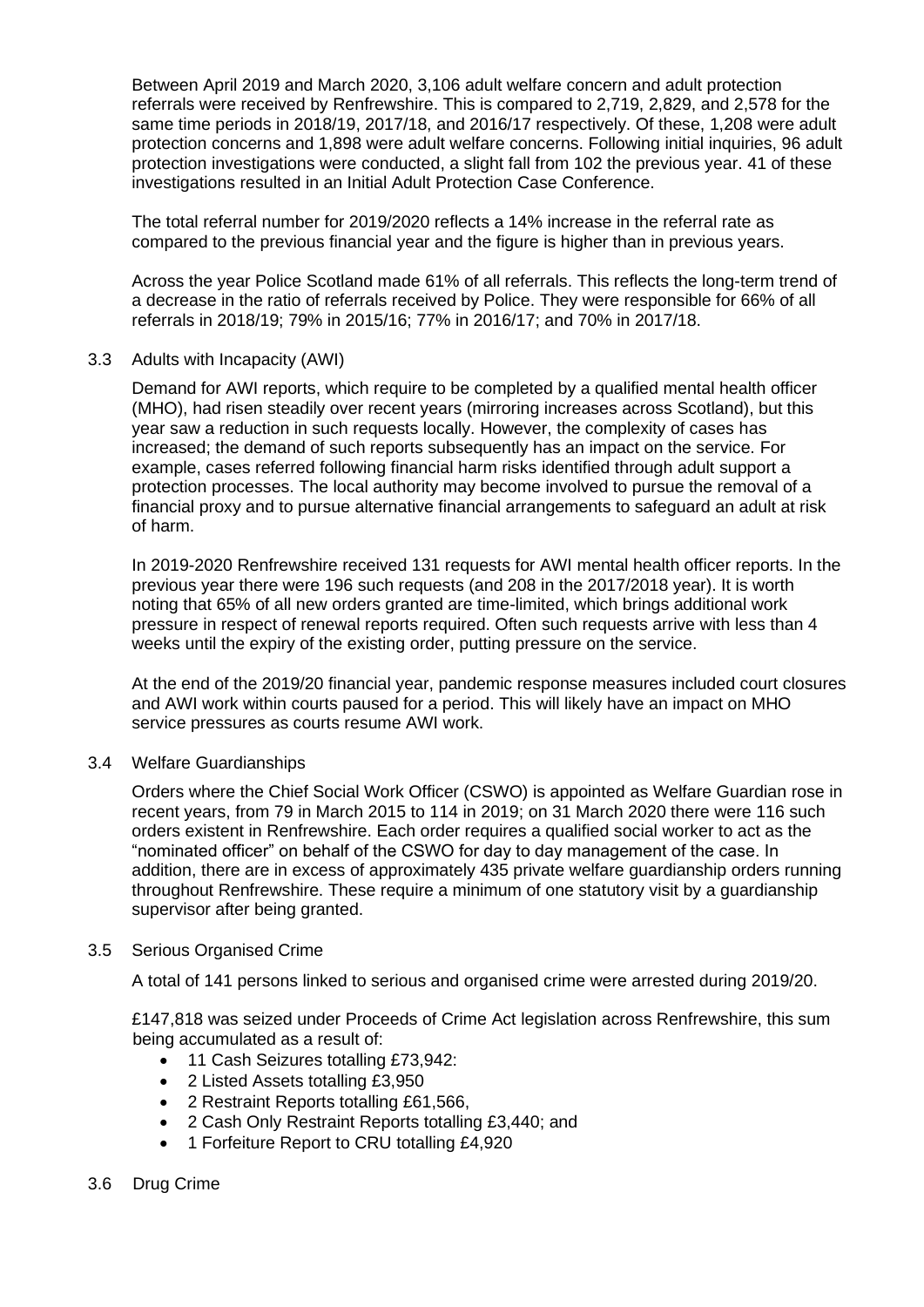Between April 2019 and March 2020, 3,106 adult welfare concern and adult protection referrals were received by Renfrewshire. This is compared to 2,719, 2,829, and 2,578 for the same time periods in 2018/19, 2017/18, and 2016/17 respectively. Of these, 1,208 were adult protection concerns and 1,898 were adult welfare concerns. Following initial inquiries, 96 adult protection investigations were conducted, a slight fall from 102 the previous year. 41 of these investigations resulted in an Initial Adult Protection Case Conference.

The total referral number for 2019/2020 reflects a 14% increase in the referral rate as compared to the previous financial year and the figure is higher than in previous years.

Across the year Police Scotland made 61% of all referrals. This reflects the long-term trend of a decrease in the ratio of referrals received by Police. They were responsible for 66% of all referrals in 2018/19; 79% in 2015/16; 77% in 2016/17; and 70% in 2017/18.

### 3.3 Adults with Incapacity (AWI)

Demand for AWI reports, which require to be completed by a qualified mental health officer (MHO), had risen steadily over recent years (mirroring increases across Scotland), but this year saw a reduction in such requests locally. However, the complexity of cases has increased; the demand of such reports subsequently has an impact on the service. For example, cases referred following financial harm risks identified through adult support a protection processes. The local authority may become involved to pursue the removal of a financial proxy and to pursue alternative financial arrangements to safeguard an adult at risk of harm.

In 2019-2020 Renfrewshire received 131 requests for AWI mental health officer reports. In the previous year there were 196 such requests (and 208 in the 2017/2018 year). It is worth noting that 65% of all new orders granted are time-limited, which brings additional work pressure in respect of renewal reports required. Often such requests arrive with less than 4 weeks until the expiry of the existing order, putting pressure on the service.

At the end of the 2019/20 financial year, pandemic response measures included court closures and AWI work within courts paused for a period. This will likely have an impact on MHO service pressures as courts resume AWI work.

### 3.4 Welfare Guardianships

Orders where the Chief Social Work Officer (CSWO) is appointed as Welfare Guardian rose in recent years, from 79 in March 2015 to 114 in 2019; on 31 March 2020 there were 116 such orders existent in Renfrewshire. Each order requires a qualified social worker to act as the "nominated officer" on behalf of the CSWO for day to day management of the case. In addition, there are in excess of approximately 435 private welfare guardianship orders running throughout Renfrewshire. These require a minimum of one statutory visit by a guardianship supervisor after being granted.

### 3.5 Serious Organised Crime

A total of 141 persons linked to serious and organised crime were arrested during 2019/20.

£147,818 was seized under Proceeds of Crime Act legislation across Renfrewshire, this sum being accumulated as a result of:

- 11 Cash Seizures totalling £73,942:
- 2 Listed Assets totalling £3,950
- 2 Restraint Reports totalling £61,566,
- 2 Cash Only Restraint Reports totalling £3,440; and
- 1 Forfeiture Report to CRU totalling £4,920

### 3.6 Drug Crime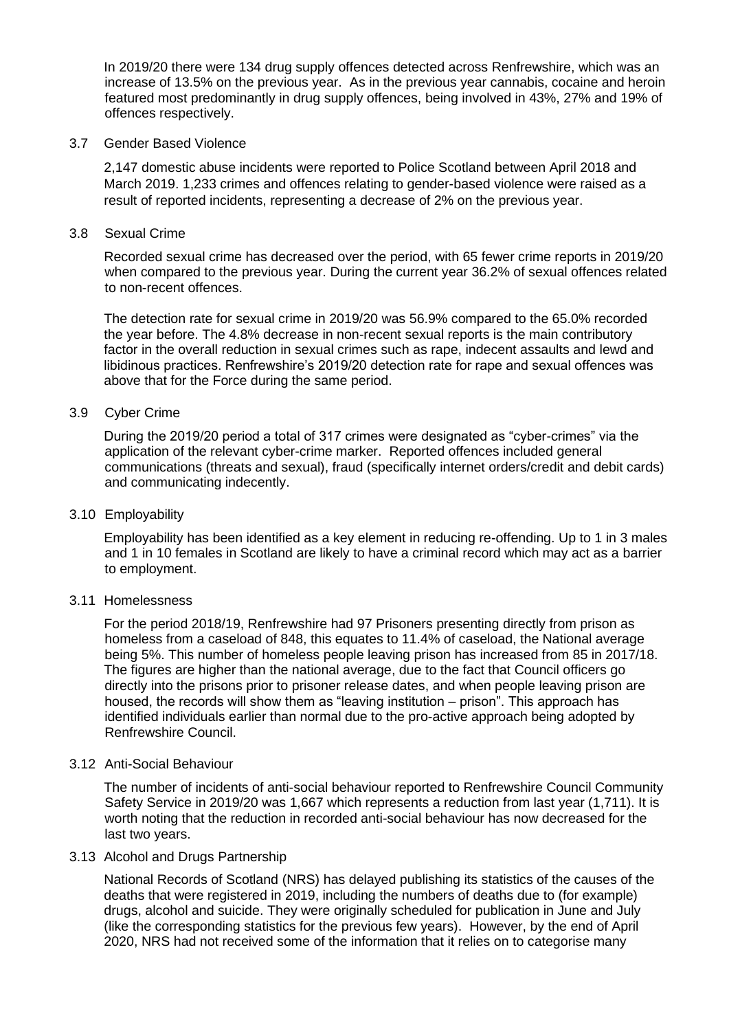In 2019/20 there were 134 drug supply offences detected across Renfrewshire, which was an increase of 13.5% on the previous year. As in the previous year cannabis, cocaine and heroin featured most predominantly in drug supply offences, being involved in 43%, 27% and 19% of offences respectively.

### 3.7 Gender Based Violence

2,147 domestic abuse incidents were reported to Police Scotland between April 2018 and March 2019. 1,233 crimes and offences relating to gender-based violence were raised as a result of reported incidents, representing a decrease of 2% on the previous year.

### 3.8 Sexual Crime

Recorded sexual crime has decreased over the period, with 65 fewer crime reports in 2019/20 when compared to the previous year. During the current year 36.2% of sexual offences related to non-recent offences.

The detection rate for sexual crime in 2019/20 was 56.9% compared to the 65.0% recorded the year before. The 4.8% decrease in non-recent sexual reports is the main contributory factor in the overall reduction in sexual crimes such as rape, indecent assaults and lewd and libidinous practices. Renfrewshire's 2019/20 detection rate for rape and sexual offences was above that for the Force during the same period.

### 3.9 Cyber Crime

During the 2019/20 period a total of 317 crimes were designated as "cyber-crimes" via the application of the relevant cyber-crime marker. Reported offences included general communications (threats and sexual), fraud (specifically internet orders/credit and debit cards) and communicating indecently.

### 3.10 Employability

Employability has been identified as a key element in reducing re-offending. Up to 1 in 3 males and 1 in 10 females in Scotland are likely to have a criminal record which may act as a barrier to employment.

### 3.11 Homelessness

For the period 2018/19, Renfrewshire had 97 Prisoners presenting directly from prison as homeless from a caseload of 848, this equates to 11.4% of caseload, the National average being 5%. This number of homeless people leaving prison has increased from 85 in 2017/18. The figures are higher than the national average, due to the fact that Council officers go directly into the prisons prior to prisoner release dates, and when people leaving prison are housed, the records will show them as "leaving institution – prison". This approach has identified individuals earlier than normal due to the pro-active approach being adopted by Renfrewshire Council.

### 3.12 Anti-Social Behaviour

The number of incidents of anti-social behaviour reported to Renfrewshire Council Community Safety Service in 2019/20 was 1,667 which represents a reduction from last year (1,711). It is worth noting that the reduction in recorded anti-social behaviour has now decreased for the last two years.

### 3.13 Alcohol and Drugs Partnership

National Records of Scotland (NRS) has delayed publishing its statistics of the causes of the deaths that were registered in 2019, including the numbers of deaths due to (for example) drugs, alcohol and suicide. They were originally scheduled for publication in June and July (like the corresponding statistics for the previous few years). However, by the end of April 2020, NRS had not received some of the information that it relies on to categorise many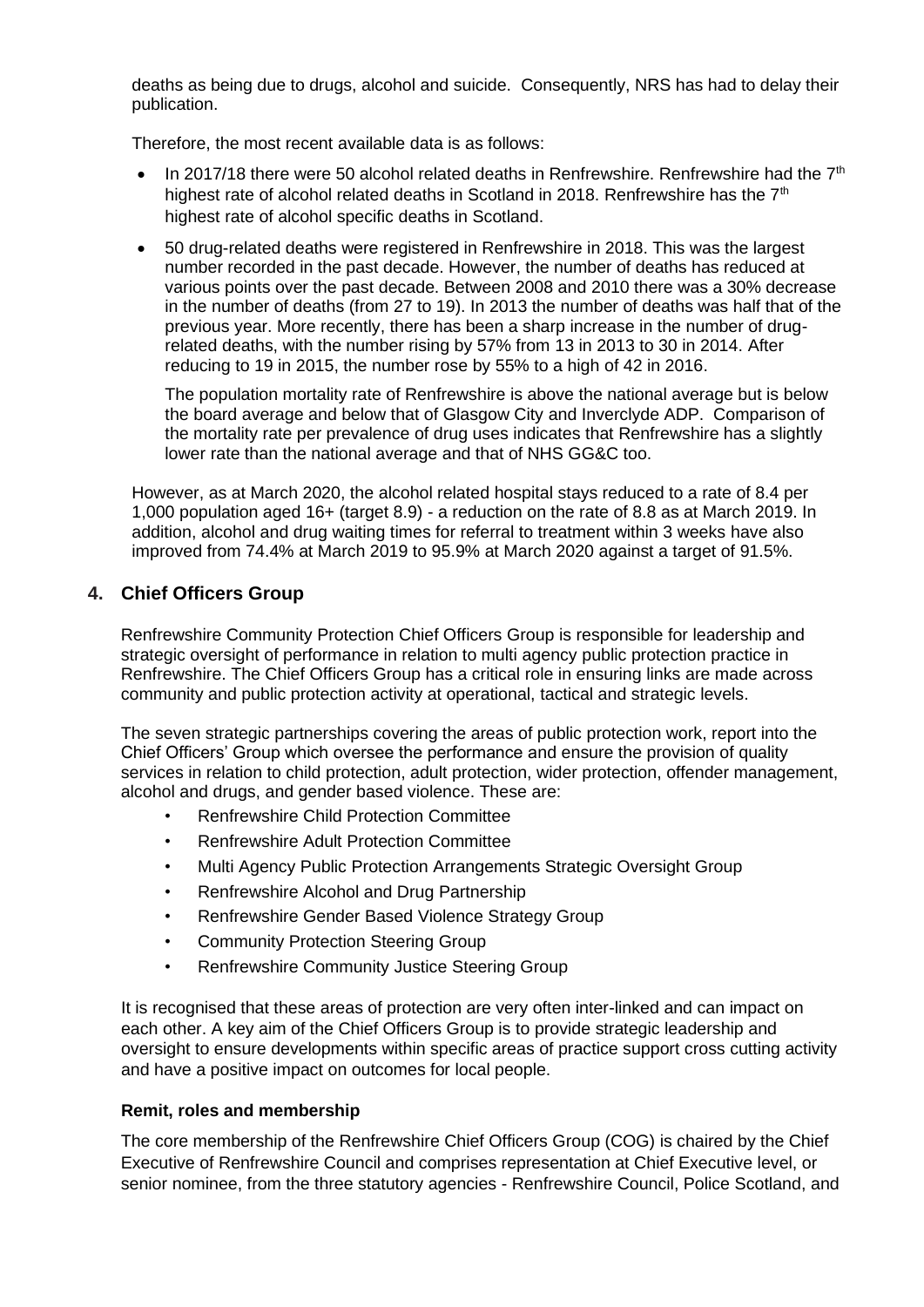deaths as being due to drugs, alcohol and suicide. Consequently, NRS has had to delay their publication.

Therefore, the most recent available data is as follows:

- In 2017/18 there were 50 alcohol related deaths in Renfrewshire. Renfrewshire had the 7th highest rate of alcohol related deaths in Scotland in 2018. Renfrewshire has the 7th highest rate of alcohol specific deaths in Scotland.
- 50 drug-related deaths were registered in Renfrewshire in 2018. This was the largest number recorded in the past decade. However, the number of deaths has reduced at various points over the past decade. Between 2008 and 2010 there was a 30% decrease in the number of deaths (from 27 to 19). In 2013 the number of deaths was half that of the previous year. More recently, there has been a sharp increase in the number of drug-related deaths, with the number rising by 57% from 13 in 2013 to 30 in 2014. After reducing to 19 in 2015, the number rose by 55% to a high of 42 in 2016.

  The population mortality rate of Renfrewshire is above the national average but is below the board average and below that of Glasgow City and Inverclyde ADP. Comparison of the mortality rate per prevalence of drug uses indicates that Renfrewshire has a slightly lower rate than the national average and that of NHS GG&C too.

However, as at March 2020, the alcohol related hospital stays reduced to a rate of 8.4 per 1,000 population aged 16+ (target 8.9) - a reduction on the rate of 8.8 as at March 2019. In addition, alcohol and drug waiting times for referral to treatment within 3 weeks have also improved from 74.4% at March 2019 to 95.9% at March 2020 against a target of 91.5%.

## 4. Chief Officers Group

Renfrewshire Community Protection Chief Officers Group is responsible for leadership and strategic oversight of performance in relation to multi agency public protection practice in Renfrewshire. The Chief Officers Group has a critical role in ensuring links are made across community and public protection activity at operational, tactical and strategic levels.

The seven strategic partnerships covering the areas of public protection work, report into the Chief Officers' Group which oversee the performance and ensure the provision of quality services in relation to child protection, adult protection, wider protection, offender management, alcohol and drugs, and gender based violence. These are:

- Renfrewshire Child Protection Committee
- Renfrewshire Adult Protection Committee
- Multi Agency Public Protection Arrangements Strategic Oversight Group
- Renfrewshire Alcohol and Drug Partnership
- Renfrewshire Gender Based Violence Strategy Group
- Community Protection Steering Group
- Renfrewshire Community Justice Steering Group

It is recognised that these areas of protection are very often inter-linked and can impact on each other. A key aim of the Chief Officers Group is to provide strategic leadership and oversight to ensure developments within specific areas of practice support cross cutting activity and have a positive impact on outcomes for local people.

**Remit, roles and membership**

The core membership of the Renfrewshire Chief Officers Group (COG) is chaired by the Chief Executive of Renfrewshire Council and comprises representation at Chief Executive level, or senior nominee, from the three statutory agencies - Renfrewshire Council, Police Scotland, and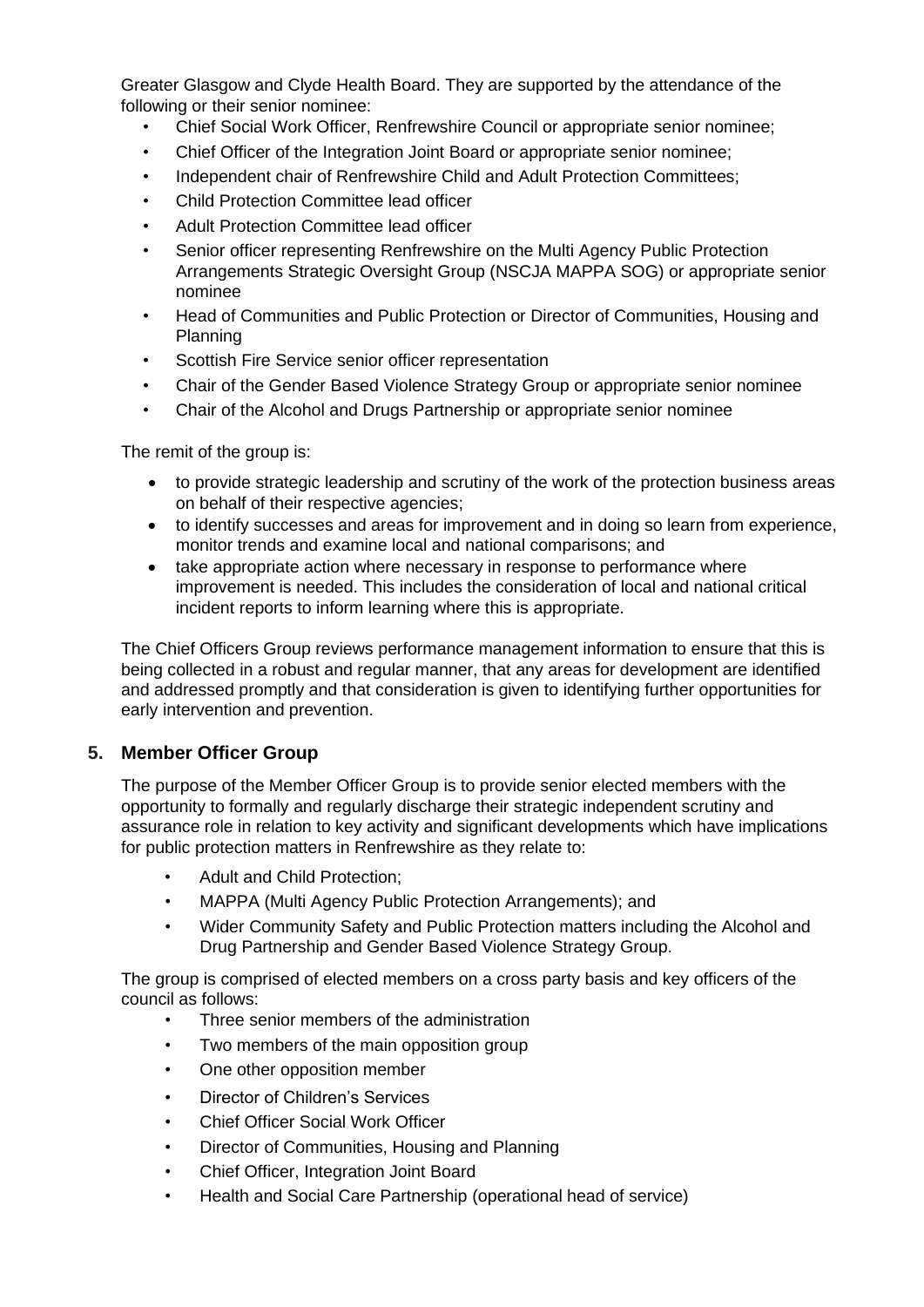Greater Glasgow and Clyde Health Board. They are supported by the attendance of the following or their senior nominee:

- Chief Social Work Officer, Renfrewshire Council or appropriate senior nominee;
- Chief Officer of the Integration Joint Board or appropriate senior nominee;
- Independent chair of Renfrewshire Child and Adult Protection Committees;
- Child Protection Committee lead officer
- Adult Protection Committee lead officer
- Senior officer representing Renfrewshire on the Multi Agency Public Protection Arrangements Strategic Oversight Group (NSCJA MAPPA SOG) or appropriate senior nominee
- Head of Communities and Public Protection or Director of Communities, Housing and Planning
- Scottish Fire Service senior officer representation
- Chair of the Gender Based Violence Strategy Group or appropriate senior nominee
- Chair of the Alcohol and Drugs Partnership or appropriate senior nominee

The remit of the group is:

- to provide strategic leadership and scrutiny of the work of the protection business areas on behalf of their respective agencies;
- to identify successes and areas for improvement and in doing so learn from experience, monitor trends and examine local and national comparisons; and
- take appropriate action where necessary in response to performance where improvement is needed. This includes the consideration of local and national critical incident reports to inform learning where this is appropriate.

The Chief Officers Group reviews performance management information to ensure that this is being collected in a robust and regular manner, that any areas for development are identified and addressed promptly and that consideration is given to identifying further opportunities for early intervention and prevention.

## 5. Member Officer Group

The purpose of the Member Officer Group is to provide senior elected members with the opportunity to formally and regularly discharge their strategic independent scrutiny and assurance role in relation to key activity and significant developments which have implications for public protection matters in Renfrewshire as they relate to:

- Adult and Child Protection;
- MAPPA (Multi Agency Public Protection Arrangements); and
- Wider Community Safety and Public Protection matters including the Alcohol and Drug Partnership and Gender Based Violence Strategy Group.

The group is comprised of elected members on a cross party basis and key officers of the council as follows:

- Three senior members of the administration
- Two members of the main opposition group
- One other opposition member
- Director of Children's Services
- Chief Officer Social Work Officer
- Director of Communities, Housing and Planning
- Chief Officer, Integration Joint Board
- Health and Social Care Partnership (operational head of service)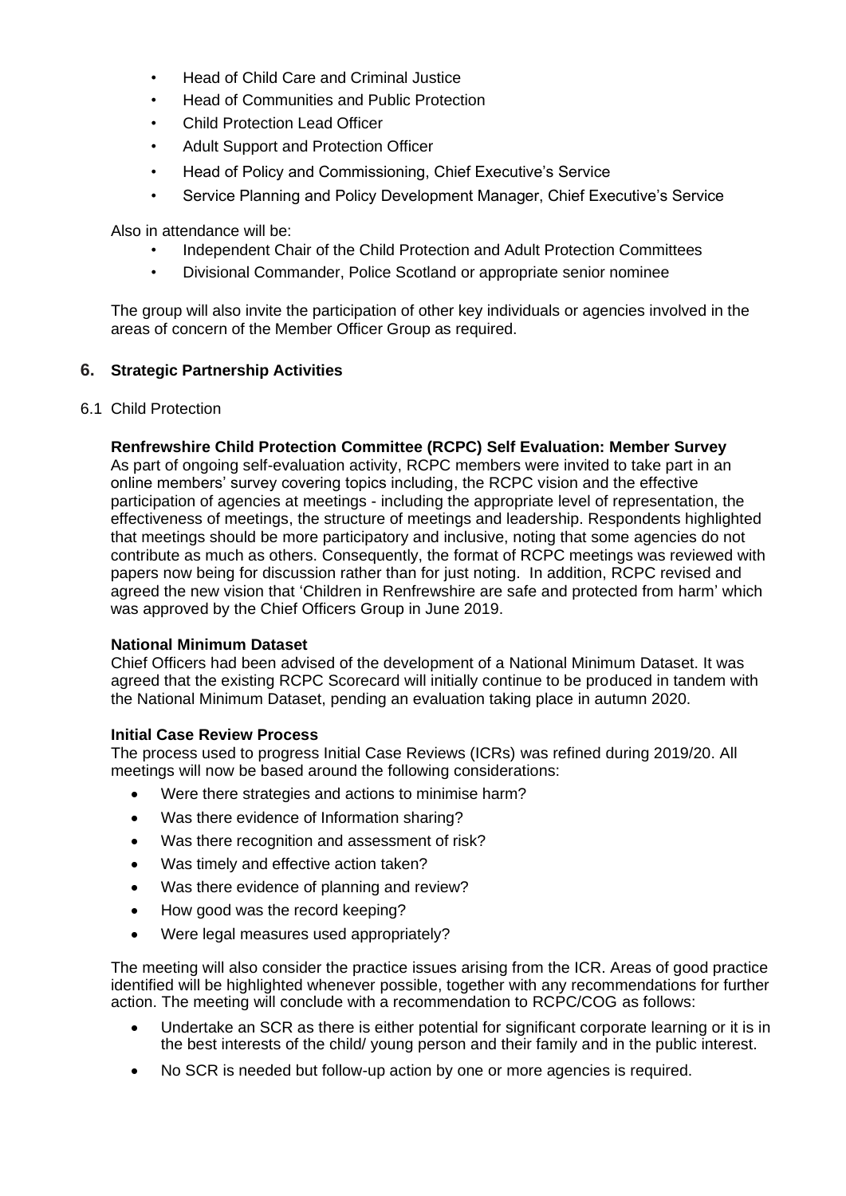- Head of Child Care and Criminal Justice
- Head of Communities and Public Protection
- Child Protection Lead Officer
- Adult Support and Protection Officer
- Head of Policy and Commissioning, Chief Executive's Service
- Service Planning and Policy Development Manager, Chief Executive's Service

Also in attendance will be:

- Independent Chair of the Child Protection and Adult Protection Committees
- Divisional Commander, Police Scotland or appropriate senior nominee

The group will also invite the participation of other key individuals or agencies involved in the areas of concern of the Member Officer Group as required.

## 6. Strategic Partnership Activities

### 6.1 Child Protection

**Renfrewshire Child Protection Committee (RCPC) Self Evaluation: Member Survey**
As part of ongoing self-evaluation activity, RCPC members were invited to take part in an online members' survey covering topics including, the RCPC vision and the effective participation of agencies at meetings - including the appropriate level of representation, the effectiveness of meetings, the structure of meetings and leadership. Respondents highlighted that meetings should be more participatory and inclusive, noting that some agencies do not contribute as much as others. Consequently, the format of RCPC meetings was reviewed with papers now being for discussion rather than for just noting. In addition, RCPC revised and agreed the new vision that 'Children in Renfrewshire are safe and protected from harm' which was approved by the Chief Officers Group in June 2019.

**National Minimum Dataset**
Chief Officers had been advised of the development of a National Minimum Dataset. It was agreed that the existing RCPC Scorecard will initially continue to be produced in tandem with the National Minimum Dataset, pending an evaluation taking place in autumn 2020.

**Initial Case Review Process**
The process used to progress Initial Case Reviews (ICRs) was refined during 2019/20. All meetings will now be based around the following considerations:

- Were there strategies and actions to minimise harm?
- Was there evidence of Information sharing?
- Was there recognition and assessment of risk?
- Was timely and effective action taken?
- Was there evidence of planning and review?
- How good was the record keeping?
- Were legal measures used appropriately?

The meeting will also consider the practice issues arising from the ICR. Areas of good practice identified will be highlighted whenever possible, together with any recommendations for further action. The meeting will conclude with a recommendation to RCPC/COG as follows:

- Undertake an SCR as there is either potential for significant corporate learning or it is in the best interests of the child/ young person and their family and in the public interest.
- No SCR is needed but follow-up action by one or more agencies is required.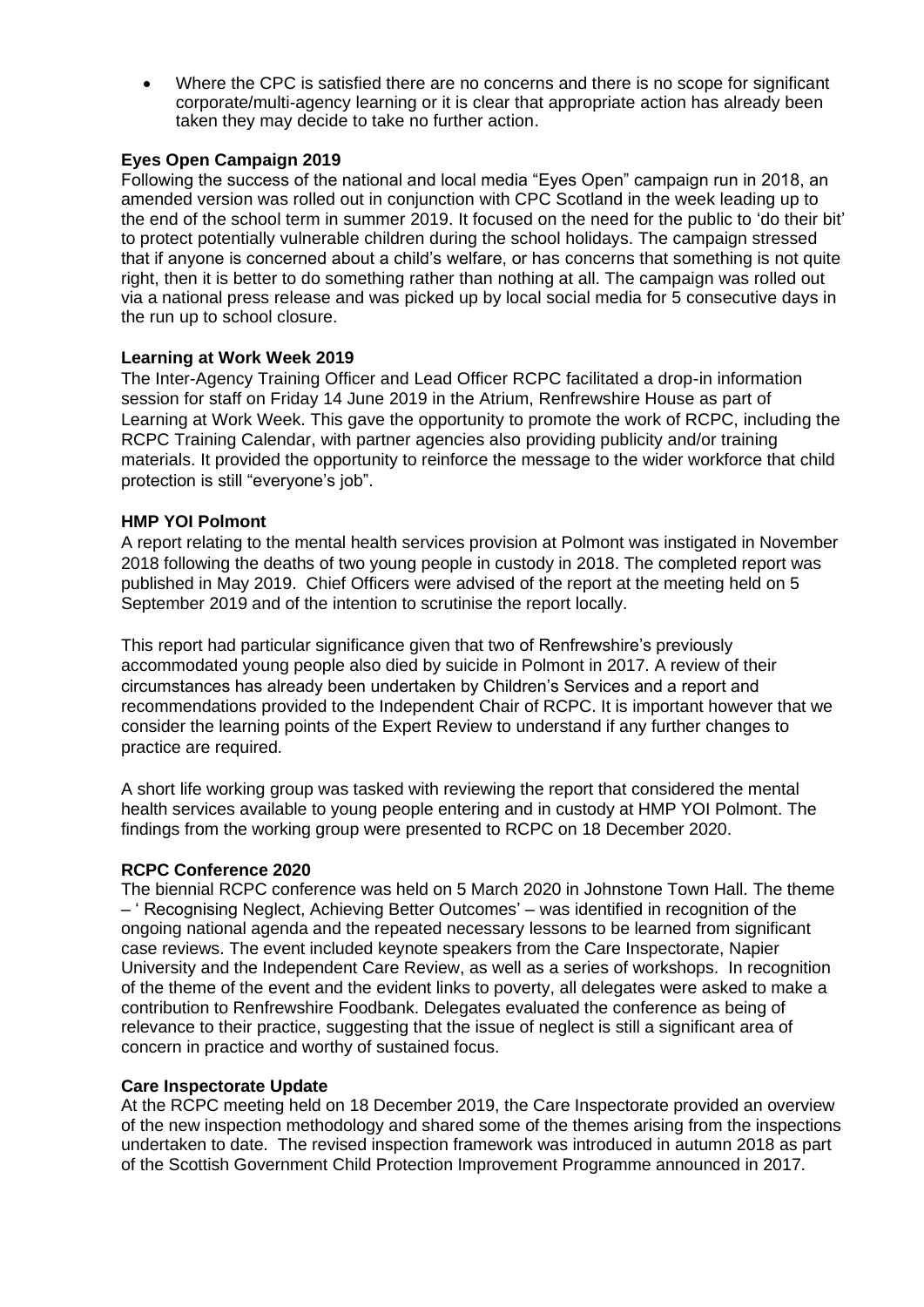- Where the CPC is satisfied there are no concerns and there is no scope for significant corporate/multi-agency learning or it is clear that appropriate action has already been taken they may decide to take no further action.

**Eyes Open Campaign 2019**

Following the success of the national and local media "Eyes Open" campaign run in 2018, an amended version was rolled out in conjunction with CPC Scotland in the week leading up to the end of the school term in summer 2019. It focused on the need for the public to 'do their bit' to protect potentially vulnerable children during the school holidays. The campaign stressed that if anyone is concerned about a child's welfare, or has concerns that something is not quite right, then it is better to do something rather than nothing at all. The campaign was rolled out via a national press release and was picked up by local social media for 5 consecutive days in the run up to school closure.

**Learning at Work Week 2019**

The Inter-Agency Training Officer and Lead Officer RCPC facilitated a drop-in information session for staff on Friday 14 June 2019 in the Atrium, Renfrewshire House as part of Learning at Work Week. This gave the opportunity to promote the work of RCPC, including the RCPC Training Calendar, with partner agencies also providing publicity and/or training materials. It provided the opportunity to reinforce the message to the wider workforce that child protection is still "everyone's job".

**HMP YOI Polmont**

A report relating to the mental health services provision at Polmont was instigated in November 2018 following the deaths of two young people in custody in 2018. The completed report was published in May 2019. Chief Officers were advised of the report at the meeting held on 5 September 2019 and of the intention to scrutinise the report locally.

This report had particular significance given that two of Renfrewshire's previously accommodated young people also died by suicide in Polmont in 2017. A review of their circumstances has already been undertaken by Children's Services and a report and recommendations provided to the Independent Chair of RCPC. It is important however that we consider the learning points of the Expert Review to understand if any further changes to practice are required.

A short life working group was tasked with reviewing the report that considered the mental health services available to young people entering and in custody at HMP YOI Polmont. The findings from the working group were presented to RCPC on 18 December 2020.

**RCPC Conference 2020**

The biennial RCPC conference was held on 5 March 2020 in Johnstone Town Hall. The theme – ' Recognising Neglect, Achieving Better Outcomes' – was identified in recognition of the ongoing national agenda and the repeated necessary lessons to be learned from significant case reviews. The event included keynote speakers from the Care Inspectorate, Napier University and the Independent Care Review, as well as a series of workshops. In recognition of the theme of the event and the evident links to poverty, all delegates were asked to make a contribution to Renfrewshire Foodbank. Delegates evaluated the conference as being of relevance to their practice, suggesting that the issue of neglect is still a significant area of concern in practice and worthy of sustained focus.

**Care Inspectorate Update**

At the RCPC meeting held on 18 December 2019, the Care Inspectorate provided an overview of the new inspection methodology and shared some of the themes arising from the inspections undertaken to date. The revised inspection framework was introduced in autumn 2018 as part of the Scottish Government Child Protection Improvement Programme announced in 2017.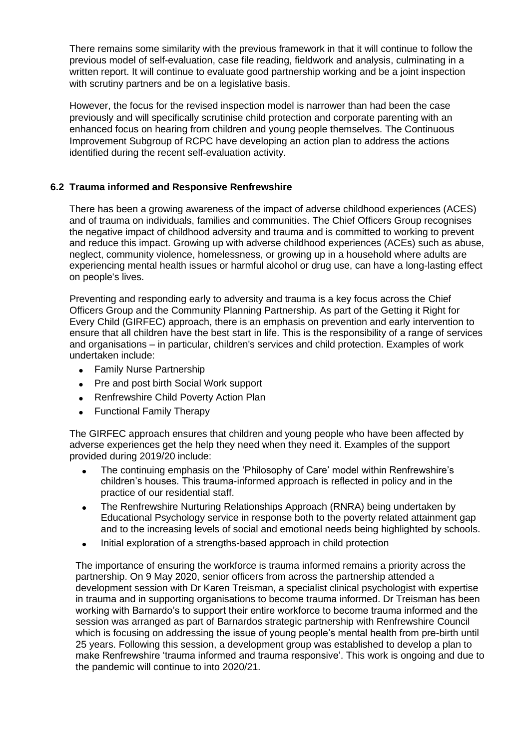There remains some similarity with the previous framework in that it will continue to follow the previous model of self-evaluation, case file reading, fieldwork and analysis, culminating in a written report. It will continue to evaluate good partnership working and be a joint inspection with scrutiny partners and be on a legislative basis.

However, the focus for the revised inspection model is narrower than had been the case previously and will specifically scrutinise child protection and corporate parenting with an enhanced focus on hearing from children and young people themselves. The Continuous Improvement Subgroup of RCPC have developing an action plan to address the actions identified during the recent self-evaluation activity.

### 6.2 Trauma informed and Responsive Renfrewshire

There has been a growing awareness of the impact of adverse childhood experiences (ACES) and of trauma on individuals, families and communities. The Chief Officers Group recognises the negative impact of childhood adversity and trauma and is committed to working to prevent and reduce this impact. Growing up with adverse childhood experiences (ACEs) such as abuse, neglect, community violence, homelessness, or growing up in a household where adults are experiencing mental health issues or harmful alcohol or drug use, can have a long-lasting effect on people's lives.

Preventing and responding early to adversity and trauma is a key focus across the Chief Officers Group and the Community Planning Partnership. As part of the Getting it Right for Every Child (GIRFEC) approach, there is an emphasis on prevention and early intervention to ensure that all children have the best start in life. This is the responsibility of a range of services and organisations – in particular, children's services and child protection. Examples of work undertaken include:

- Family Nurse Partnership
- Pre and post birth Social Work support
- Renfrewshire Child Poverty Action Plan
- Functional Family Therapy

The GIRFEC approach ensures that children and young people who have been affected by adverse experiences get the help they need when they need it. Examples of the support provided during 2019/20 include:

- The continuing emphasis on the 'Philosophy of Care' model within Renfrewshire's children's houses. This trauma-informed approach is reflected in policy and in the practice of our residential staff.
- The Renfrewshire Nurturing Relationships Approach (RNRA) being undertaken by Educational Psychology service in response both to the poverty related attainment gap and to the increasing levels of social and emotional needs being highlighted by schools.
- Initial exploration of a strengths-based approach in child protection

The importance of ensuring the workforce is trauma informed remains a priority across the partnership. On 9 May 2020, senior officers from across the partnership attended a development session with Dr Karen Treisman, a specialist clinical psychologist with expertise in trauma and in supporting organisations to become trauma informed. Dr Treisman has been working with Barnardo's to support their entire workforce to become trauma informed and the session was arranged as part of Barnardos strategic partnership with Renfrewshire Council which is focusing on addressing the issue of young people's mental health from pre-birth until 25 years. Following this session, a development group was established to develop a plan to make Renfrewshire 'trauma informed and trauma responsive'. This work is ongoing and due to the pandemic will continue to into 2020/21.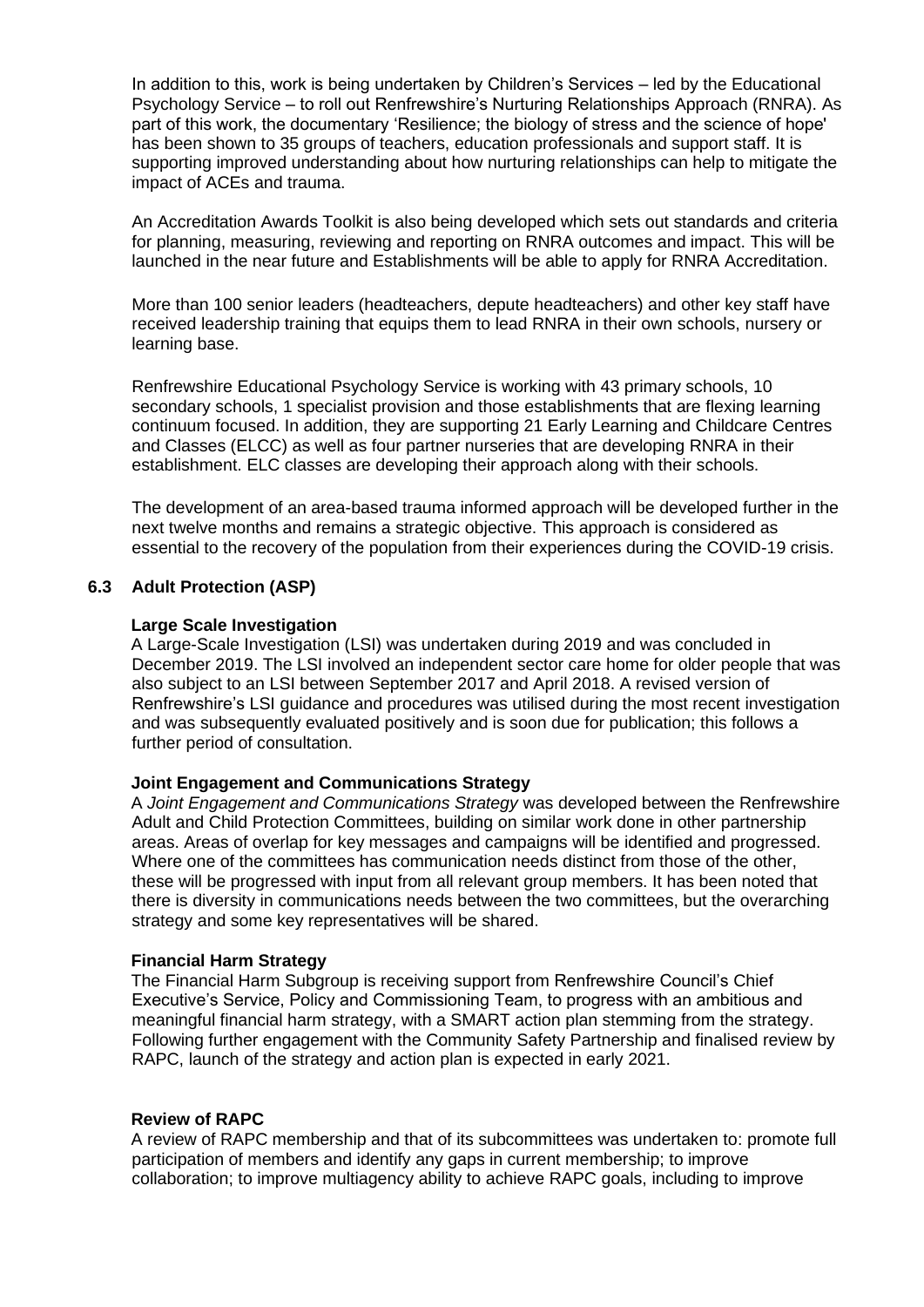In addition to this, work is being undertaken by Children's Services – led by the Educational Psychology Service – to roll out Renfrewshire's Nurturing Relationships Approach (RNRA). As part of this work, the documentary 'Resilience; the biology of stress and the science of hope' has been shown to 35 groups of teachers, education professionals and support staff. It is supporting improved understanding about how nurturing relationships can help to mitigate the impact of ACEs and trauma.

An Accreditation Awards Toolkit is also being developed which sets out standards and criteria for planning, measuring, reviewing and reporting on RNRA outcomes and impact. This will be launched in the near future and Establishments will be able to apply for RNRA Accreditation.

More than 100 senior leaders (headteachers, depute headteachers) and other key staff have received leadership training that equips them to lead RNRA in their own schools, nursery or learning base.

Renfrewshire Educational Psychology Service is working with 43 primary schools, 10 secondary schools, 1 specialist provision and those establishments that are flexing learning continuum focused. In addition, they are supporting 21 Early Learning and Childcare Centres and Classes (ELCC) as well as four partner nurseries that are developing RNRA in their establishment. ELC classes are developing their approach along with their schools.

The development of an area-based trauma informed approach will be developed further in the next twelve months and remains a strategic objective. This approach is considered as essential to the recovery of the population from their experiences during the COVID-19 crisis.

### 6.3 Adult Protection (ASP)

**Large Scale Investigation**

A Large-Scale Investigation (LSI) was undertaken during 2019 and was concluded in December 2019. The LSI involved an independent sector care home for older people that was also subject to an LSI between September 2017 and April 2018. A revised version of Renfrewshire's LSI guidance and procedures was utilised during the most recent investigation and was subsequently evaluated positively and is soon due for publication; this follows a further period of consultation.

**Joint Engagement and Communications Strategy**

A *Joint Engagement and Communications Strategy* was developed between the Renfrewshire Adult and Child Protection Committees, building on similar work done in other partnership areas. Areas of overlap for key messages and campaigns will be identified and progressed. Where one of the committees has communication needs distinct from those of the other, these will be progressed with input from all relevant group members. It has been noted that there is diversity in communications needs between the two committees, but the overarching strategy and some key representatives will be shared.

**Financial Harm Strategy**

The Financial Harm Subgroup is receiving support from Renfrewshire Council's Chief Executive's Service, Policy and Commissioning Team, to progress with an ambitious and meaningful financial harm strategy, with a SMART action plan stemming from the strategy. Following further engagement with the Community Safety Partnership and finalised review by RAPC, launch of the strategy and action plan is expected in early 2021.

**Review of RAPC**

A review of RAPC membership and that of its subcommittees was undertaken to: promote full participation of members and identify any gaps in current membership; to improve collaboration; to improve multiagency ability to achieve RAPC goals, including to improve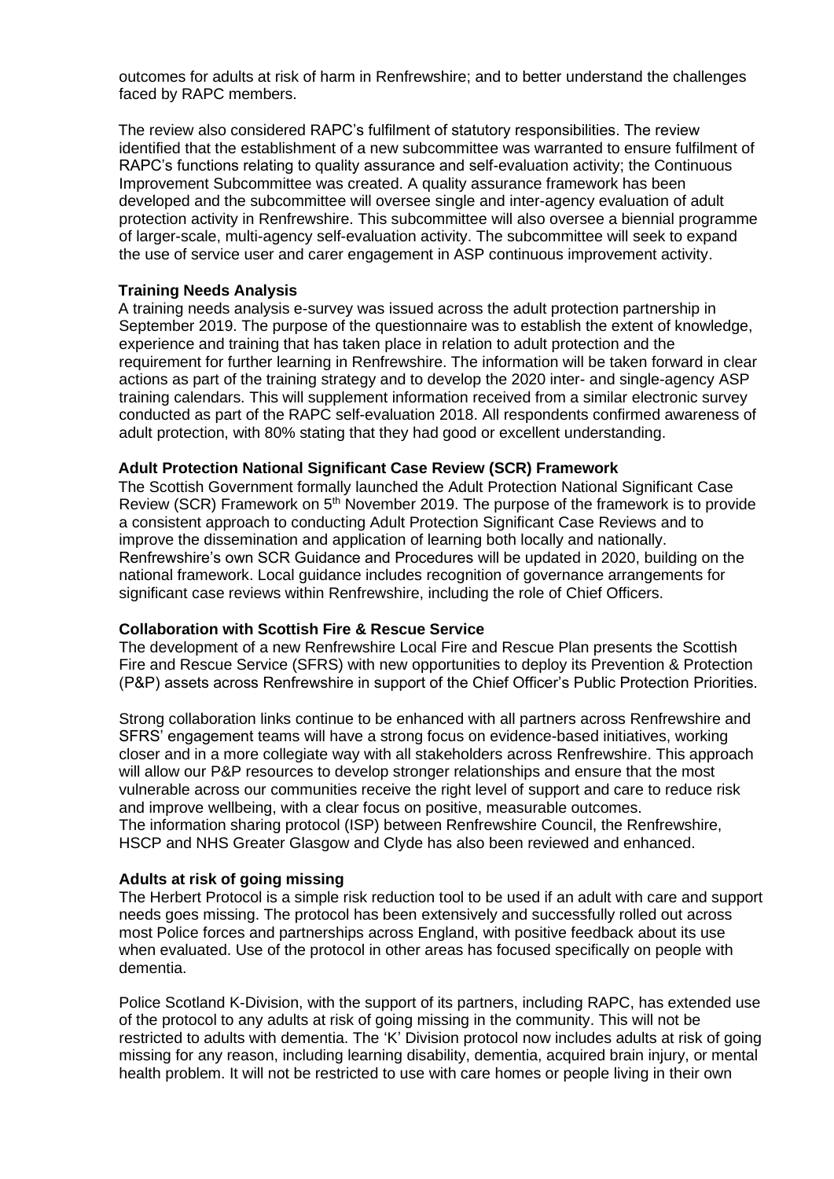outcomes for adults at risk of harm in Renfrewshire; and to better understand the challenges faced by RAPC members.

The review also considered RAPC's fulfilment of statutory responsibilities. The review identified that the establishment of a new subcommittee was warranted to ensure fulfilment of RAPC's functions relating to quality assurance and self-evaluation activity; the Continuous Improvement Subcommittee was created. A quality assurance framework has been developed and the subcommittee will oversee single and inter-agency evaluation of adult protection activity in Renfrewshire. This subcommittee will also oversee a biennial programme of larger-scale, multi-agency self-evaluation activity. The subcommittee will seek to expand the use of service user and carer engagement in ASP continuous improvement activity.

**Training Needs Analysis**

A training needs analysis e-survey was issued across the adult protection partnership in September 2019. The purpose of the questionnaire was to establish the extent of knowledge, experience and training that has taken place in relation to adult protection and the requirement for further learning in Renfrewshire. The information will be taken forward in clear actions as part of the training strategy and to develop the 2020 inter- and single-agency ASP training calendars. This will supplement information received from a similar electronic survey conducted as part of the RAPC self-evaluation 2018. All respondents confirmed awareness of adult protection, with 80% stating that they had good or excellent understanding.

**Adult Protection National Significant Case Review (SCR) Framework**

The Scottish Government formally launched the Adult Protection National Significant Case Review (SCR) Framework on 5th November 2019. The purpose of the framework is to provide a consistent approach to conducting Adult Protection Significant Case Reviews and to improve the dissemination and application of learning both locally and nationally. Renfrewshire's own SCR Guidance and Procedures will be updated in 2020, building on the national framework. Local guidance includes recognition of governance arrangements for significant case reviews within Renfrewshire, including the role of Chief Officers.

**Collaboration with Scottish Fire & Rescue Service**

The development of a new Renfrewshire Local Fire and Rescue Plan presents the Scottish Fire and Rescue Service (SFRS) with new opportunities to deploy its Prevention & Protection (P&P) assets across Renfrewshire in support of the Chief Officer's Public Protection Priorities.

Strong collaboration links continue to be enhanced with all partners across Renfrewshire and SFRS' engagement teams will have a strong focus on evidence-based initiatives, working closer and in a more collegiate way with all stakeholders across Renfrewshire. This approach will allow our P&P resources to develop stronger relationships and ensure that the most vulnerable across our communities receive the right level of support and care to reduce risk and improve wellbeing, with a clear focus on positive, measurable outcomes.
The information sharing protocol (ISP) between Renfrewshire Council, the Renfrewshire, HSCP and NHS Greater Glasgow and Clyde has also been reviewed and enhanced.

**Adults at risk of going missing**

The Herbert Protocol is a simple risk reduction tool to be used if an adult with care and support needs goes missing. The protocol has been extensively and successfully rolled out across most Police forces and partnerships across England, with positive feedback about its use when evaluated. Use of the protocol in other areas has focused specifically on people with dementia.

Police Scotland K-Division, with the support of its partners, including RAPC, has extended use of the protocol to any adults at risk of going missing in the community. This will not be restricted to adults with dementia. The 'K' Division protocol now includes adults at risk of going missing for any reason, including learning disability, dementia, acquired brain injury, or mental health problem. It will not be restricted to use with care homes or people living in their own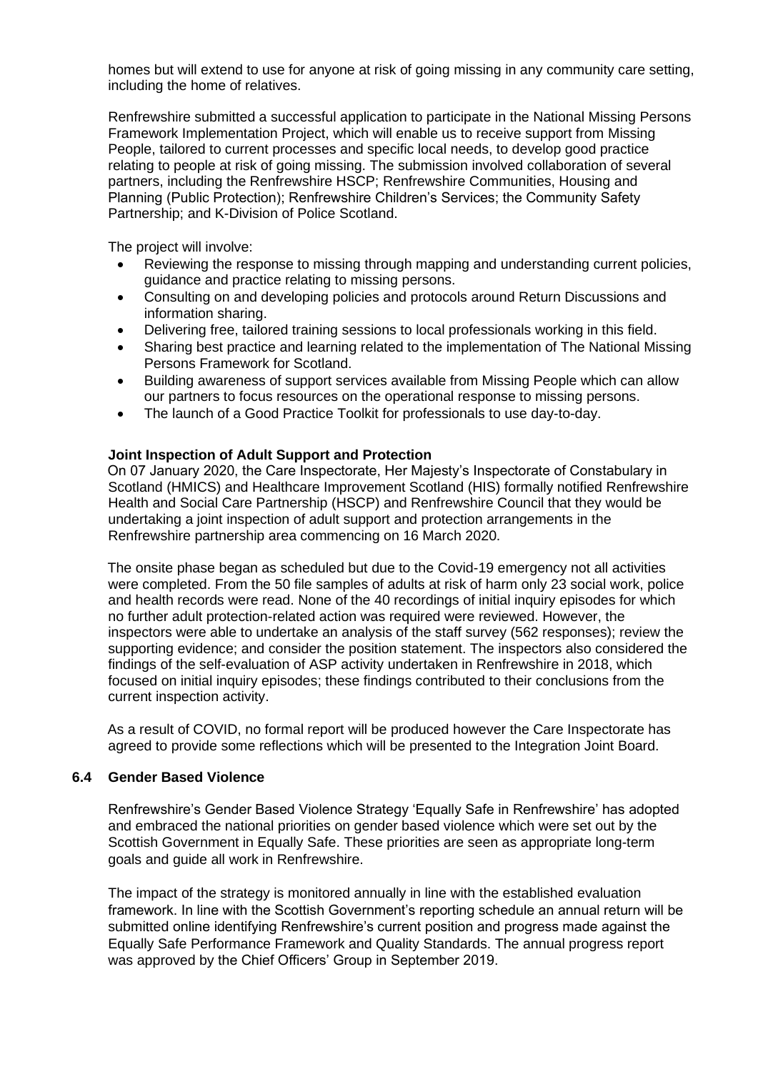homes but will extend to use for anyone at risk of going missing in any community care setting, including the home of relatives.

Renfrewshire submitted a successful application to participate in the National Missing Persons Framework Implementation Project, which will enable us to receive support from Missing People, tailored to current processes and specific local needs, to develop good practice relating to people at risk of going missing. The submission involved collaboration of several partners, including the Renfrewshire HSCP; Renfrewshire Communities, Housing and Planning (Public Protection); Renfrewshire Children's Services; the Community Safety Partnership; and K-Division of Police Scotland.

The project will involve:

- Reviewing the response to missing through mapping and understanding current policies, guidance and practice relating to missing persons.
- Consulting on and developing policies and protocols around Return Discussions and information sharing.
- Delivering free, tailored training sessions to local professionals working in this field.
- Sharing best practice and learning related to the implementation of The National Missing Persons Framework for Scotland.
- Building awareness of support services available from Missing People which can allow our partners to focus resources on the operational response to missing persons.
- The launch of a Good Practice Toolkit for professionals to use day-to-day.

**Joint Inspection of Adult Support and Protection**

On 07 January 2020, the Care Inspectorate, Her Majesty's Inspectorate of Constabulary in Scotland (HMICS) and Healthcare Improvement Scotland (HIS) formally notified Renfrewshire Health and Social Care Partnership (HSCP) and Renfrewshire Council that they would be undertaking a joint inspection of adult support and protection arrangements in the Renfrewshire partnership area commencing on 16 March 2020.

The onsite phase began as scheduled but due to the Covid-19 emergency not all activities were completed. From the 50 file samples of adults at risk of harm only 23 social work, police and health records were read. None of the 40 recordings of initial inquiry episodes for which no further adult protection-related action was required were reviewed. However, the inspectors were able to undertake an analysis of the staff survey (562 responses); review the supporting evidence; and consider the position statement. The inspectors also considered the findings of the self-evaluation of ASP activity undertaken in Renfrewshire in 2018, which focused on initial inquiry episodes; these findings contributed to their conclusions from the current inspection activity.

As a result of COVID, no formal report will be produced however the Care Inspectorate has agreed to provide some reflections which will be presented to the Integration Joint Board.

### 6.4 Gender Based Violence

Renfrewshire's Gender Based Violence Strategy 'Equally Safe in Renfrewshire' has adopted and embraced the national priorities on gender based violence which were set out by the Scottish Government in Equally Safe. These priorities are seen as appropriate long-term goals and guide all work in Renfrewshire.

The impact of the strategy is monitored annually in line with the established evaluation framework. In line with the Scottish Government's reporting schedule an annual return will be submitted online identifying Renfrewshire's current position and progress made against the Equally Safe Performance Framework and Quality Standards. The annual progress report was approved by the Chief Officers' Group in September 2019.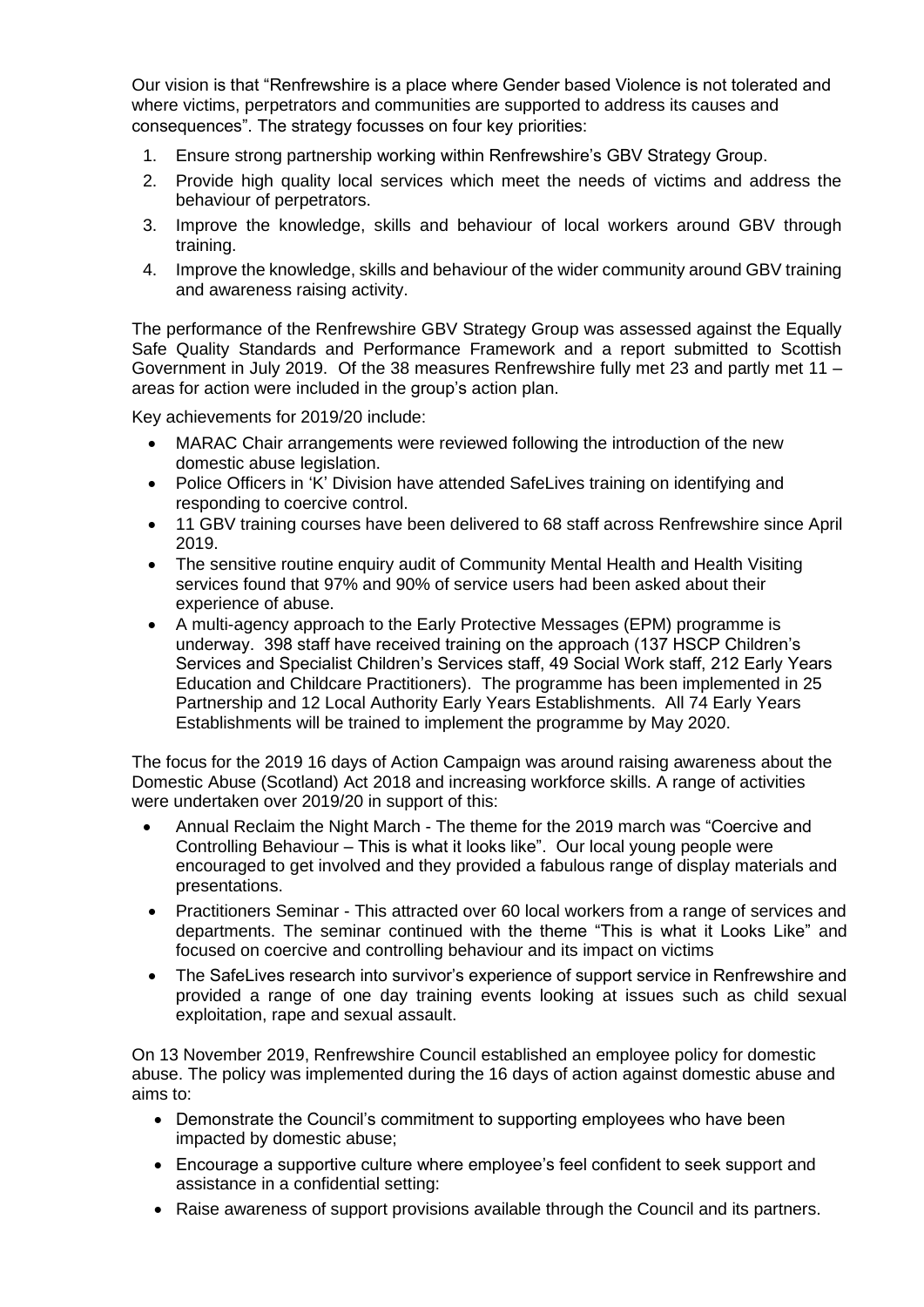Our vision is that "Renfrewshire is a place where Gender based Violence is not tolerated and where victims, perpetrators and communities are supported to address its causes and consequences". The strategy focusses on four key priorities:

1. Ensure strong partnership working within Renfrewshire's GBV Strategy Group.
2. Provide high quality local services which meet the needs of victims and address the behaviour of perpetrators.
3. Improve the knowledge, skills and behaviour of local workers around GBV through training.
4. Improve the knowledge, skills and behaviour of the wider community around GBV training and awareness raising activity.

The performance of the Renfrewshire GBV Strategy Group was assessed against the Equally Safe Quality Standards and Performance Framework and a report submitted to Scottish Government in July 2019. Of the 38 measures Renfrewshire fully met 23 and partly met 11 – areas for action were included in the group's action plan.

Key achievements for 2019/20 include:

- MARAC Chair arrangements were reviewed following the introduction of the new domestic abuse legislation.
- Police Officers in 'K' Division have attended SafeLives training on identifying and responding to coercive control.
- 11 GBV training courses have been delivered to 68 staff across Renfrewshire since April 2019.
- The sensitive routine enquiry audit of Community Mental Health and Health Visiting services found that 97% and 90% of service users had been asked about their experience of abuse.
- A multi-agency approach to the Early Protective Messages (EPM) programme is underway. 398 staff have received training on the approach (137 HSCP Children's Services and Specialist Children's Services staff, 49 Social Work staff, 212 Early Years Education and Childcare Practitioners). The programme has been implemented in 25 Partnership and 12 Local Authority Early Years Establishments. All 74 Early Years Establishments will be trained to implement the programme by May 2020.

The focus for the 2019 16 days of Action Campaign was around raising awareness about the Domestic Abuse (Scotland) Act 2018 and increasing workforce skills. A range of activities were undertaken over 2019/20 in support of this:

- Annual Reclaim the Night March - The theme for the 2019 march was "Coercive and Controlling Behaviour – This is what it looks like". Our local young people were encouraged to get involved and they provided a fabulous range of display materials and presentations.
- Practitioners Seminar - This attracted over 60 local workers from a range of services and departments. The seminar continued with the theme "This is what it Looks Like" and focused on coercive and controlling behaviour and its impact on victims
- The SafeLives research into survivor's experience of support service in Renfrewshire and provided a range of one day training events looking at issues such as child sexual exploitation, rape and sexual assault.

On 13 November 2019, Renfrewshire Council established an employee policy for domestic abuse. The policy was implemented during the 16 days of action against domestic abuse and aims to:

- Demonstrate the Council's commitment to supporting employees who have been impacted by domestic abuse;
- Encourage a supportive culture where employee's feel confident to seek support and assistance in a confidential setting:
- Raise awareness of support provisions available through the Council and its partners.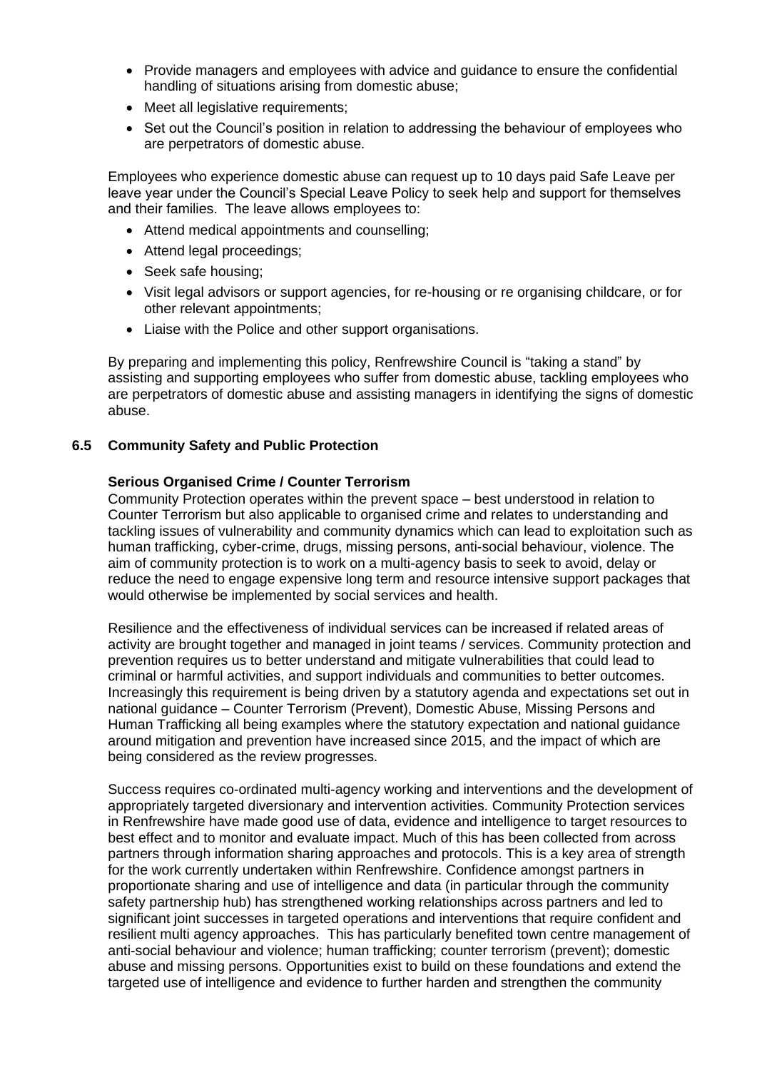- Provide managers and employees with advice and guidance to ensure the confidential handling of situations arising from domestic abuse;
- Meet all legislative requirements;
- Set out the Council's position in relation to addressing the behaviour of employees who are perpetrators of domestic abuse.

Employees who experience domestic abuse can request up to 10 days paid Safe Leave per leave year under the Council's Special Leave Policy to seek help and support for themselves and their families. The leave allows employees to:

- Attend medical appointments and counselling;
- Attend legal proceedings;
- Seek safe housing;
- Visit legal advisors or support agencies, for re-housing or re organising childcare, or for other relevant appointments;
- Liaise with the Police and other support organisations.

By preparing and implementing this policy, Renfrewshire Council is "taking a stand" by assisting and supporting employees who suffer from domestic abuse, tackling employees who are perpetrators of domestic abuse and assisting managers in identifying the signs of domestic abuse.

### 6.5 Community Safety and Public Protection

**Serious Organised Crime / Counter Terrorism**

Community Protection operates within the prevent space – best understood in relation to Counter Terrorism but also applicable to organised crime and relates to understanding and tackling issues of vulnerability and community dynamics which can lead to exploitation such as human trafficking, cyber-crime, drugs, missing persons, anti-social behaviour, violence. The aim of community protection is to work on a multi-agency basis to seek to avoid, delay or reduce the need to engage expensive long term and resource intensive support packages that would otherwise be implemented by social services and health.

Resilience and the effectiveness of individual services can be increased if related areas of activity are brought together and managed in joint teams / services. Community protection and prevention requires us to better understand and mitigate vulnerabilities that could lead to criminal or harmful activities, and support individuals and communities to better outcomes. Increasingly this requirement is being driven by a statutory agenda and expectations set out in national guidance – Counter Terrorism (Prevent), Domestic Abuse, Missing Persons and Human Trafficking all being examples where the statutory expectation and national guidance around mitigation and prevention have increased since 2015, and the impact of which are being considered as the review progresses.

Success requires co-ordinated multi-agency working and interventions and the development of appropriately targeted diversionary and intervention activities. Community Protection services in Renfrewshire have made good use of data, evidence and intelligence to target resources to best effect and to monitor and evaluate impact. Much of this has been collected from across partners through information sharing approaches and protocols. This is a key area of strength for the work currently undertaken within Renfrewshire. Confidence amongst partners in proportionate sharing and use of intelligence and data (in particular through the community safety partnership hub) has strengthened working relationships across partners and led to significant joint successes in targeted operations and interventions that require confident and resilient multi agency approaches. This has particularly benefited town centre management of anti-social behaviour and violence; human trafficking; counter terrorism (prevent); domestic abuse and missing persons. Opportunities exist to build on these foundations and extend the targeted use of intelligence and evidence to further harden and strengthen the community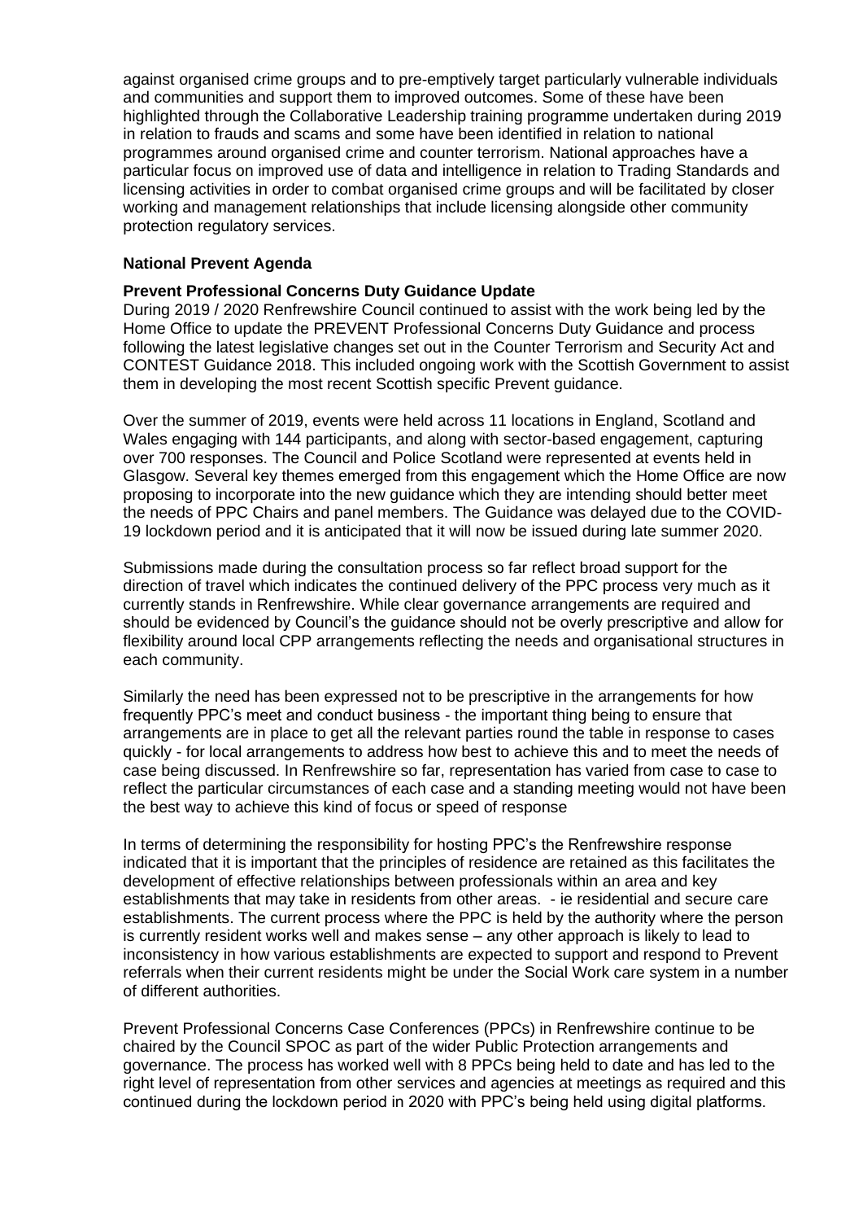against organised crime groups and to pre-emptively target particularly vulnerable individuals and communities and support them to improved outcomes. Some of these have been highlighted through the Collaborative Leadership training programme undertaken during 2019 in relation to frauds and scams and some have been identified in relation to national programmes around organised crime and counter terrorism. National approaches have a particular focus on improved use of data and intelligence in relation to Trading Standards and licensing activities in order to combat organised crime groups and will be facilitated by closer working and management relationships that include licensing alongside other community protection regulatory services.

**National Prevent Agenda**

**Prevent Professional Concerns Duty Guidance Update**

During 2019 / 2020 Renfrewshire Council continued to assist with the work being led by the Home Office to update the PREVENT Professional Concerns Duty Guidance and process following the latest legislative changes set out in the Counter Terrorism and Security Act and CONTEST Guidance 2018. This included ongoing work with the Scottish Government to assist them in developing the most recent Scottish specific Prevent guidance.

Over the summer of 2019, events were held across 11 locations in England, Scotland and Wales engaging with 144 participants, and along with sector-based engagement, capturing over 700 responses. The Council and Police Scotland were represented at events held in Glasgow. Several key themes emerged from this engagement which the Home Office are now proposing to incorporate into the new guidance which they are intending should better meet the needs of PPC Chairs and panel members. The Guidance was delayed due to the COVID-19 lockdown period and it is anticipated that it will now be issued during late summer 2020.

Submissions made during the consultation process so far reflect broad support for the direction of travel which indicates the continued delivery of the PPC process very much as it currently stands in Renfrewshire. While clear governance arrangements are required and should be evidenced by Council's the guidance should not be overly prescriptive and allow for flexibility around local CPP arrangements reflecting the needs and organisational structures in each community.

Similarly the need has been expressed not to be prescriptive in the arrangements for how frequently PPC's meet and conduct business - the important thing being to ensure that arrangements are in place to get all the relevant parties round the table in response to cases quickly - for local arrangements to address how best to achieve this and to meet the needs of case being discussed. In Renfrewshire so far, representation has varied from case to case to reflect the particular circumstances of each case and a standing meeting would not have been the best way to achieve this kind of focus or speed of response

In terms of determining the responsibility for hosting PPC's the Renfrewshire response indicated that it is important that the principles of residence are retained as this facilitates the development of effective relationships between professionals within an area and key establishments that may take in residents from other areas. - ie residential and secure care establishments. The current process where the PPC is held by the authority where the person is currently resident works well and makes sense – any other approach is likely to lead to inconsistency in how various establishments are expected to support and respond to Prevent referrals when their current residents might be under the Social Work care system in a number of different authorities.

Prevent Professional Concerns Case Conferences (PPCs) in Renfrewshire continue to be chaired by the Council SPOC as part of the wider Public Protection arrangements and governance. The process has worked well with 8 PPCs being held to date and has led to the right level of representation from other services and agencies at meetings as required and this continued during the lockdown period in 2020 with PPC's being held using digital platforms.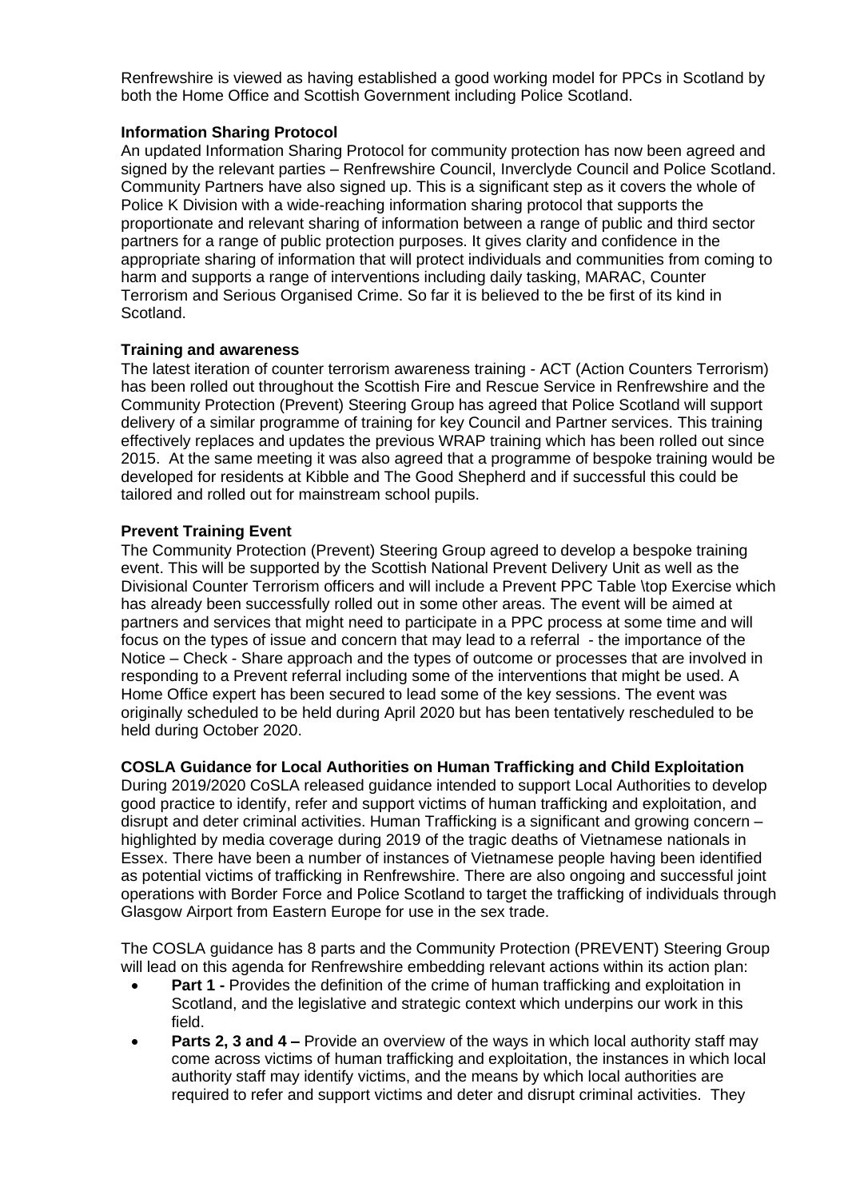Renfrewshire is viewed as having established a good working model for PPCs in Scotland by both the Home Office and Scottish Government including Police Scotland.

**Information Sharing Protocol**

An updated Information Sharing Protocol for community protection has now been agreed and signed by the relevant parties – Renfrewshire Council, Inverclyde Council and Police Scotland. Community Partners have also signed up. This is a significant step as it covers the whole of Police K Division with a wide-reaching information sharing protocol that supports the proportionate and relevant sharing of information between a range of public and third sector partners for a range of public protection purposes. It gives clarity and confidence in the appropriate sharing of information that will protect individuals and communities from coming to harm and supports a range of interventions including daily tasking, MARAC, Counter Terrorism and Serious Organised Crime. So far it is believed to the be first of its kind in Scotland.

**Training and awareness**

The latest iteration of counter terrorism awareness training - ACT (Action Counters Terrorism) has been rolled out throughout the Scottish Fire and Rescue Service in Renfrewshire and the Community Protection (Prevent) Steering Group has agreed that Police Scotland will support delivery of a similar programme of training for key Council and Partner services. This training effectively replaces and updates the previous WRAP training which has been rolled out since 2015. At the same meeting it was also agreed that a programme of bespoke training would be developed for residents at Kibble and The Good Shepherd and if successful this could be tailored and rolled out for mainstream school pupils.

**Prevent Training Event**

The Community Protection (Prevent) Steering Group agreed to develop a bespoke training event. This will be supported by the Scottish National Prevent Delivery Unit as well as the Divisional Counter Terrorism officers and will include a Prevent PPC Table \top Exercise which has already been successfully rolled out in some other areas. The event will be aimed at partners and services that might need to participate in a PPC process at some time and will focus on the types of issue and concern that may lead to a referral - the importance of the Notice – Check - Share approach and the types of outcome or processes that are involved in responding to a Prevent referral including some of the interventions that might be used. A Home Office expert has been secured to lead some of the key sessions. The event was originally scheduled to be held during April 2020 but has been tentatively rescheduled to be held during October 2020.

**COSLA Guidance for Local Authorities on Human Trafficking and Child Exploitation**

During 2019/2020 CoSLA released guidance intended to support Local Authorities to develop good practice to identify, refer and support victims of human trafficking and exploitation, and disrupt and deter criminal activities. Human Trafficking is a significant and growing concern – highlighted by media coverage during 2019 of the tragic deaths of Vietnamese nationals in Essex. There have been a number of instances of Vietnamese people having been identified as potential victims of trafficking in Renfrewshire. There are also ongoing and successful joint operations with Border Force and Police Scotland to target the trafficking of individuals through Glasgow Airport from Eastern Europe for use in the sex trade.

The COSLA guidance has 8 parts and the Community Protection (PREVENT) Steering Group will lead on this agenda for Renfrewshire embedding relevant actions within its action plan:

- **Part 1 -** Provides the definition of the crime of human trafficking and exploitation in Scotland, and the legislative and strategic context which underpins our work in this field.
- **Parts 2, 3 and 4 –** Provide an overview of the ways in which local authority staff may come across victims of human trafficking and exploitation, the instances in which local authority staff may identify victims, and the means by which local authorities are required to refer and support victims and deter and disrupt criminal activities. They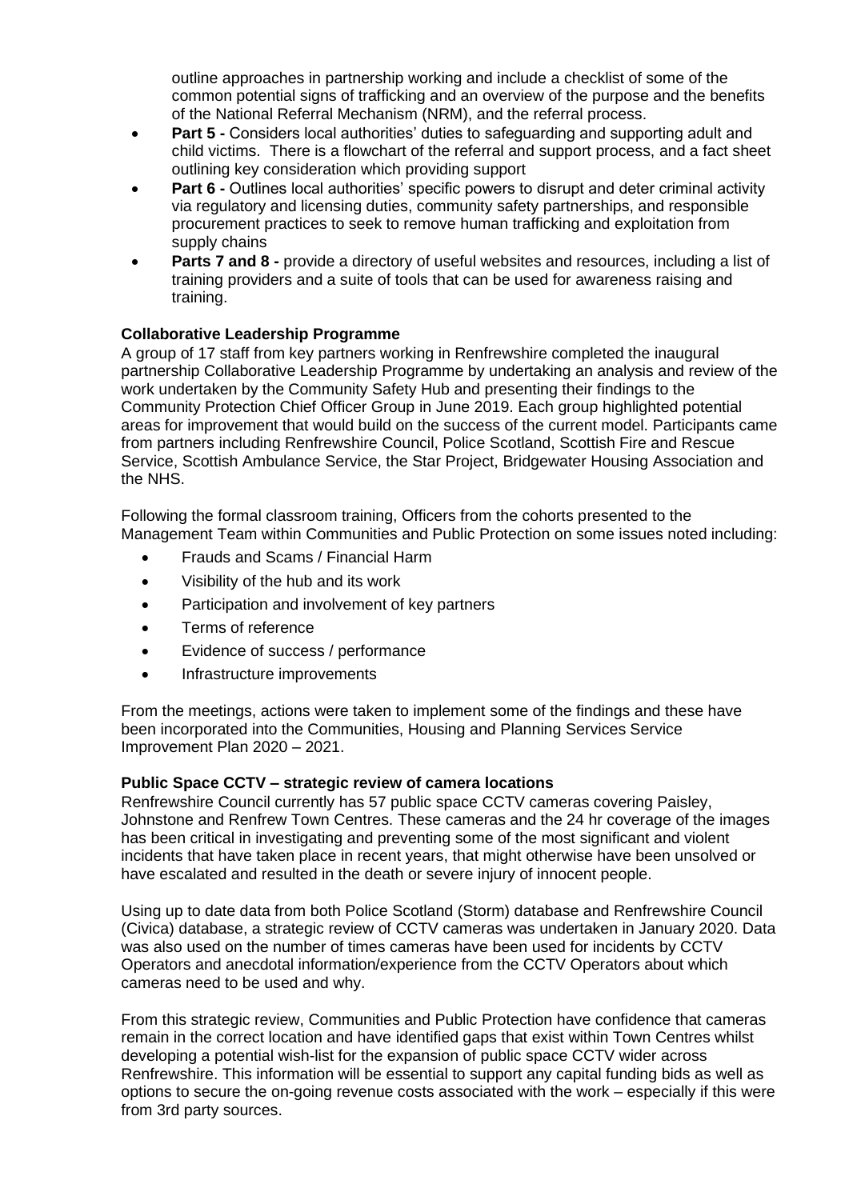outline approaches in partnership working and include a checklist of some of the common potential signs of trafficking and an overview of the purpose and the benefits of the National Referral Mechanism (NRM), and the referral process.

- **Part 5 -** Considers local authorities' duties to safeguarding and supporting adult and child victims. There is a flowchart of the referral and support process, and a fact sheet outlining key consideration which providing support
- **Part 6 -** Outlines local authorities' specific powers to disrupt and deter criminal activity via regulatory and licensing duties, community safety partnerships, and responsible procurement practices to seek to remove human trafficking and exploitation from supply chains
- **Parts 7 and 8 -** provide a directory of useful websites and resources, including a list of training providers and a suite of tools that can be used for awareness raising and training.

**Collaborative Leadership Programme**

A group of 17 staff from key partners working in Renfrewshire completed the inaugural partnership Collaborative Leadership Programme by undertaking an analysis and review of the work undertaken by the Community Safety Hub and presenting their findings to the Community Protection Chief Officer Group in June 2019. Each group highlighted potential areas for improvement that would build on the success of the current model. Participants came from partners including Renfrewshire Council, Police Scotland, Scottish Fire and Rescue Service, Scottish Ambulance Service, the Star Project, Bridgewater Housing Association and the NHS.

Following the formal classroom training, Officers from the cohorts presented to the Management Team within Communities and Public Protection on some issues noted including:

- Frauds and Scams / Financial Harm
- Visibility of the hub and its work
- Participation and involvement of key partners
- Terms of reference
- Evidence of success / performance
- Infrastructure improvements

From the meetings, actions were taken to implement some of the findings and these have been incorporated into the Communities, Housing and Planning Services Service Improvement Plan 2020 – 2021.

**Public Space CCTV – strategic review of camera locations**

Renfrewshire Council currently has 57 public space CCTV cameras covering Paisley, Johnstone and Renfrew Town Centres. These cameras and the 24 hr coverage of the images has been critical in investigating and preventing some of the most significant and violent incidents that have taken place in recent years, that might otherwise have been unsolved or have escalated and resulted in the death or severe injury of innocent people.

Using up to date data from both Police Scotland (Storm) database and Renfrewshire Council (Civica) database, a strategic review of CCTV cameras was undertaken in January 2020. Data was also used on the number of times cameras have been used for incidents by CCTV Operators and anecdotal information/experience from the CCTV Operators about which cameras need to be used and why.

From this strategic review, Communities and Public Protection have confidence that cameras remain in the correct location and have identified gaps that exist within Town Centres whilst developing a potential wish-list for the expansion of public space CCTV wider across Renfrewshire. This information will be essential to support any capital funding bids as well as options to secure the on-going revenue costs associated with the work – especially if this were from 3rd party sources.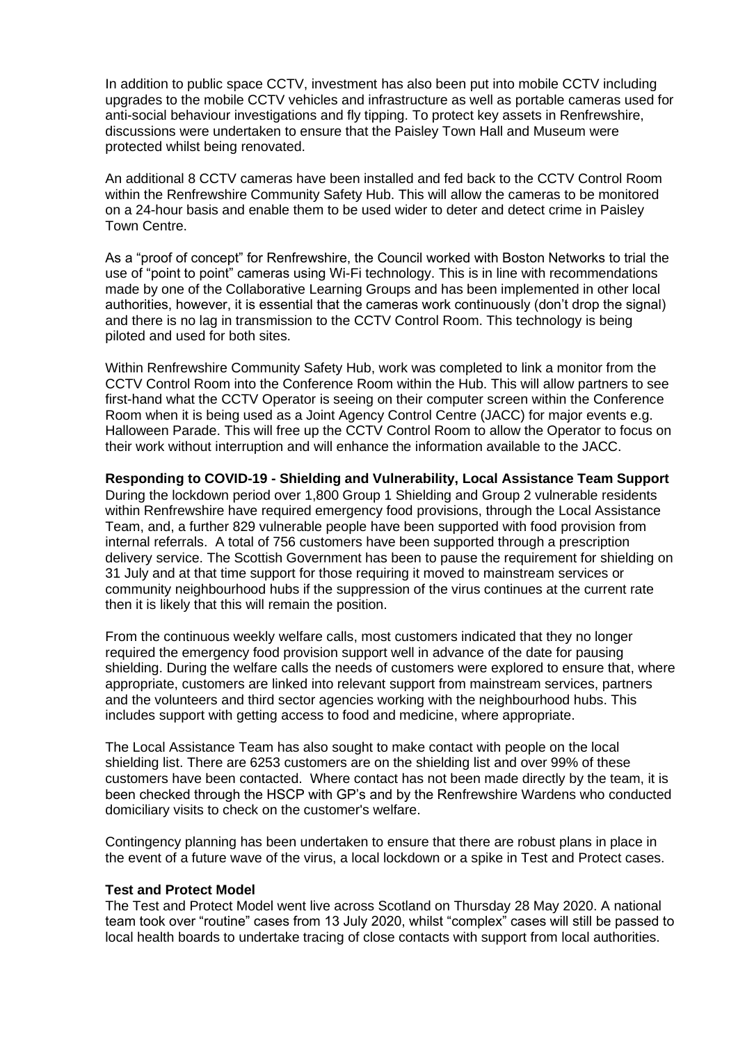In addition to public space CCTV, investment has also been put into mobile CCTV including upgrades to the mobile CCTV vehicles and infrastructure as well as portable cameras used for anti-social behaviour investigations and fly tipping. To protect key assets in Renfrewshire, discussions were undertaken to ensure that the Paisley Town Hall and Museum were protected whilst being renovated.

An additional 8 CCTV cameras have been installed and fed back to the CCTV Control Room within the Renfrewshire Community Safety Hub. This will allow the cameras to be monitored on a 24-hour basis and enable them to be used wider to deter and detect crime in Paisley Town Centre.

As a "proof of concept" for Renfrewshire, the Council worked with Boston Networks to trial the use of "point to point" cameras using Wi-Fi technology. This is in line with recommendations made by one of the Collaborative Learning Groups and has been implemented in other local authorities, however, it is essential that the cameras work continuously (don't drop the signal) and there is no lag in transmission to the CCTV Control Room. This technology is being piloted and used for both sites.

Within Renfrewshire Community Safety Hub, work was completed to link a monitor from the CCTV Control Room into the Conference Room within the Hub. This will allow partners to see first-hand what the CCTV Operator is seeing on their computer screen within the Conference Room when it is being used as a Joint Agency Control Centre (JACC) for major events e.g. Halloween Parade. This will free up the CCTV Control Room to allow the Operator to focus on their work without interruption and will enhance the information available to the JACC.

**Responding to COVID-19 - Shielding and Vulnerability, Local Assistance Team Support**
During the lockdown period over 1,800 Group 1 Shielding and Group 2 vulnerable residents within Renfrewshire have required emergency food provisions, through the Local Assistance Team, and, a further 829 vulnerable people have been supported with food provision from internal referrals. A total of 756 customers have been supported through a prescription delivery service. The Scottish Government has been to pause the requirement for shielding on 31 July and at that time support for those requiring it moved to mainstream services or community neighbourhood hubs if the suppression of the virus continues at the current rate then it is likely that this will remain the position.

From the continuous weekly welfare calls, most customers indicated that they no longer required the emergency food provision support well in advance of the date for pausing shielding. During the welfare calls the needs of customers were explored to ensure that, where appropriate, customers are linked into relevant support from mainstream services, partners and the volunteers and third sector agencies working with the neighbourhood hubs. This includes support with getting access to food and medicine, where appropriate.

The Local Assistance Team has also sought to make contact with people on the local shielding list. There are 6253 customers are on the shielding list and over 99% of these customers have been contacted. Where contact has not been made directly by the team, it is been checked through the HSCP with GP's and by the Renfrewshire Wardens who conducted domiciliary visits to check on the customer's welfare.

Contingency planning has been undertaken to ensure that there are robust plans in place in the event of a future wave of the virus, a local lockdown or a spike in Test and Protect cases.

**Test and Protect Model**
The Test and Protect Model went live across Scotland on Thursday 28 May 2020. A national team took over "routine" cases from 13 July 2020, whilst "complex" cases will still be passed to local health boards to undertake tracing of close contacts with support from local authorities.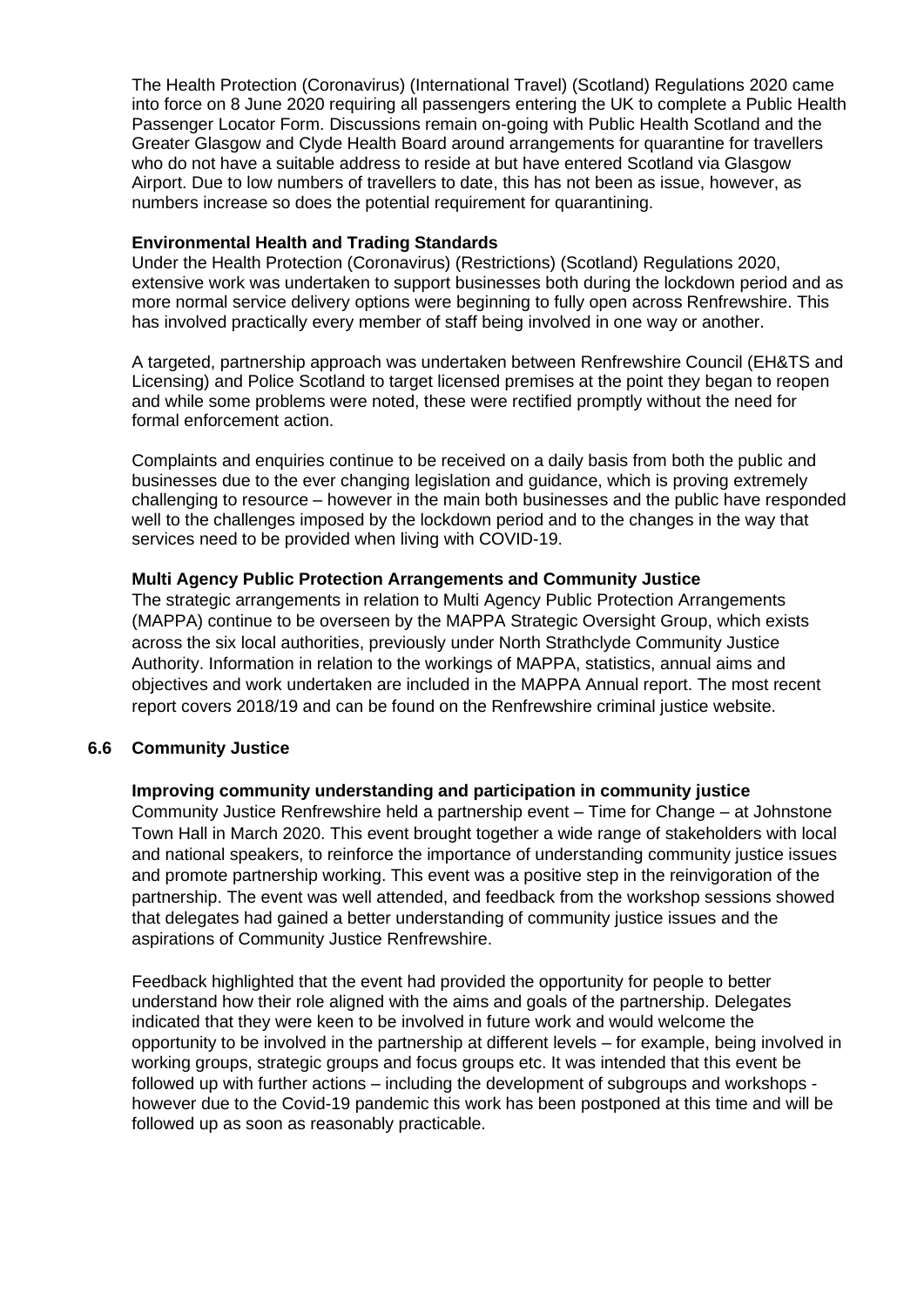The Health Protection (Coronavirus) (International Travel) (Scotland) Regulations 2020 came into force on 8 June 2020 requiring all passengers entering the UK to complete a Public Health Passenger Locator Form. Discussions remain on-going with Public Health Scotland and the Greater Glasgow and Clyde Health Board around arrangements for quarantine for travellers who do not have a suitable address to reside at but have entered Scotland via Glasgow Airport. Due to low numbers of travellers to date, this has not been as issue, however, as numbers increase so does the potential requirement for quarantining.

**Environmental Health and Trading Standards**

Under the Health Protection (Coronavirus) (Restrictions) (Scotland) Regulations 2020, extensive work was undertaken to support businesses both during the lockdown period and as more normal service delivery options were beginning to fully open across Renfrewshire. This has involved practically every member of staff being involved in one way or another.

A targeted, partnership approach was undertaken between Renfrewshire Council (EH&TS and Licensing) and Police Scotland to target licensed premises at the point they began to reopen and while some problems were noted, these were rectified promptly without the need for formal enforcement action.

Complaints and enquiries continue to be received on a daily basis from both the public and businesses due to the ever changing legislation and guidance, which is proving extremely challenging to resource – however in the main both businesses and the public have responded well to the challenges imposed by the lockdown period and to the changes in the way that services need to be provided when living with COVID-19.

**Multi Agency Public Protection Arrangements and Community Justice**

The strategic arrangements in relation to Multi Agency Public Protection Arrangements (MAPPA) continue to be overseen by the MAPPA Strategic Oversight Group, which exists across the six local authorities, previously under North Strathclyde Community Justice Authority. Information in relation to the workings of MAPPA, statistics, annual aims and objectives and work undertaken are included in the MAPPA Annual report. The most recent report covers 2018/19 and can be found on the Renfrewshire criminal justice website.

## 6.6 Community Justice

**Improving community understanding and participation in community justice**

Community Justice Renfrewshire held a partnership event – Time for Change – at Johnstone Town Hall in March 2020. This event brought together a wide range of stakeholders with local and national speakers, to reinforce the importance of understanding community justice issues and promote partnership working. This event was a positive step in the reinvigoration of the partnership. The event was well attended, and feedback from the workshop sessions showed that delegates had gained a better understanding of community justice issues and the aspirations of Community Justice Renfrewshire.

Feedback highlighted that the event had provided the opportunity for people to better understand how their role aligned with the aims and goals of the partnership. Delegates indicated that they were keen to be involved in future work and would welcome the opportunity to be involved in the partnership at different levels – for example, being involved in working groups, strategic groups and focus groups etc. It was intended that this event be followed up with further actions – including the development of subgroups and workshops - however due to the Covid-19 pandemic this work has been postponed at this time and will be followed up as soon as reasonably practicable.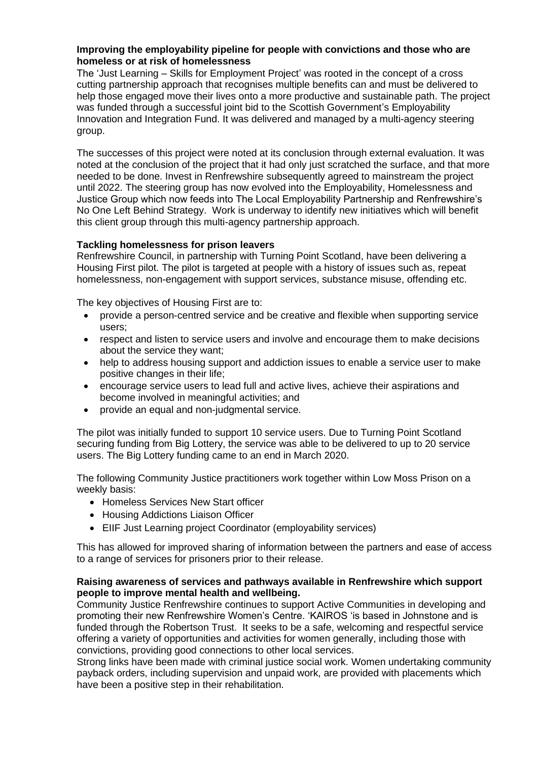**Improving the employability pipeline for people with convictions and those who are homeless or at risk of homelessness**

The 'Just Learning – Skills for Employment Project' was rooted in the concept of a cross cutting partnership approach that recognises multiple benefits can and must be delivered to help those engaged move their lives onto a more productive and sustainable path. The project was funded through a successful joint bid to the Scottish Government's Employability Innovation and Integration Fund. It was delivered and managed by a multi-agency steering group.

The successes of this project were noted at its conclusion through external evaluation. It was noted at the conclusion of the project that it had only just scratched the surface, and that more needed to be done. Invest in Renfrewshire subsequently agreed to mainstream the project until 2022. The steering group has now evolved into the Employability, Homelessness and Justice Group which now feeds into The Local Employability Partnership and Renfrewshire's No One Left Behind Strategy. Work is underway to identify new initiatives which will benefit this client group through this multi-agency partnership approach.

**Tackling homelessness for prison leavers**

Renfrewshire Council, in partnership with Turning Point Scotland, have been delivering a Housing First pilot. The pilot is targeted at people with a history of issues such as, repeat homelessness, non-engagement with support services, substance misuse, offending etc.

The key objectives of Housing First are to:

- provide a person-centred service and be creative and flexible when supporting service users;
- respect and listen to service users and involve and encourage them to make decisions about the service they want;
- help to address housing support and addiction issues to enable a service user to make positive changes in their life;
- encourage service users to lead full and active lives, achieve their aspirations and become involved in meaningful activities; and
- provide an equal and non-judgmental service.

The pilot was initially funded to support 10 service users. Due to Turning Point Scotland securing funding from Big Lottery, the service was able to be delivered to up to 20 service users. The Big Lottery funding came to an end in March 2020.

The following Community Justice practitioners work together within Low Moss Prison on a weekly basis:

- Homeless Services New Start officer
- Housing Addictions Liaison Officer
- EIIF Just Learning project Coordinator (employability services)

This has allowed for improved sharing of information between the partners and ease of access to a range of services for prisoners prior to their release.

**Raising awareness of services and pathways available in Renfrewshire which support people to improve mental health and wellbeing.**

Community Justice Renfrewshire continues to support Active Communities in developing and promoting their new Renfrewshire Women's Centre. 'KAIROS 'is based in Johnstone and is funded through the Robertson Trust. It seeks to be a safe, welcoming and respectful service offering a variety of opportunities and activities for women generally, including those with convictions, providing good connections to other local services.

Strong links have been made with criminal justice social work. Women undertaking community payback orders, including supervision and unpaid work, are provided with placements which have been a positive step in their rehabilitation.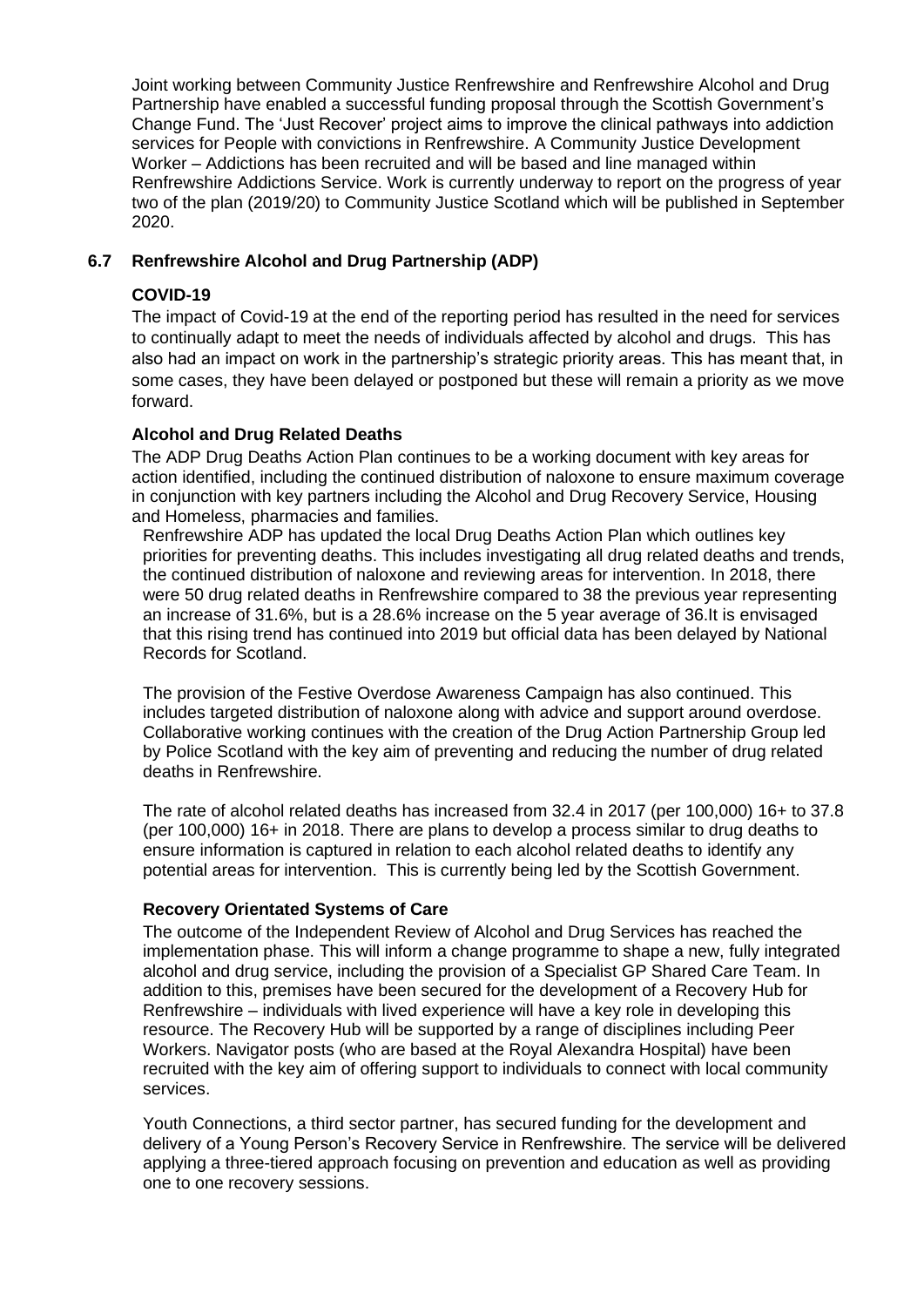Joint working between Community Justice Renfrewshire and Renfrewshire Alcohol and Drug Partnership have enabled a successful funding proposal through the Scottish Government's Change Fund. The 'Just Recover' project aims to improve the clinical pathways into addiction services for People with convictions in Renfrewshire. A Community Justice Development Worker – Addictions has been recruited and will be based and line managed within Renfrewshire Addictions Service. Work is currently underway to report on the progress of year two of the plan (2019/20) to Community Justice Scotland which will be published in September 2020.

### 6.7 Renfrewshire Alcohol and Drug Partnership (ADP)

**COVID-19**

The impact of Covid-19 at the end of the reporting period has resulted in the need for services to continually adapt to meet the needs of individuals affected by alcohol and drugs. This has also had an impact on work in the partnership's strategic priority areas. This has meant that, in some cases, they have been delayed or postponed but these will remain a priority as we move forward.

**Alcohol and Drug Related Deaths**

The ADP Drug Deaths Action Plan continues to be a working document with key areas for action identified, including the continued distribution of naloxone to ensure maximum coverage in conjunction with key partners including the Alcohol and Drug Recovery Service, Housing and Homeless, pharmacies and families.

Renfrewshire ADP has updated the local Drug Deaths Action Plan which outlines key priorities for preventing deaths. This includes investigating all drug related deaths and trends, the continued distribution of naloxone and reviewing areas for intervention. In 2018, there were 50 drug related deaths in Renfrewshire compared to 38 the previous year representing an increase of 31.6%, but is a 28.6% increase on the 5 year average of 36.It is envisaged that this rising trend has continued into 2019 but official data has been delayed by National Records for Scotland.

The provision of the Festive Overdose Awareness Campaign has also continued. This includes targeted distribution of naloxone along with advice and support around overdose. Collaborative working continues with the creation of the Drug Action Partnership Group led by Police Scotland with the key aim of preventing and reducing the number of drug related deaths in Renfrewshire.

The rate of alcohol related deaths has increased from 32.4 in 2017 (per 100,000) 16+ to 37.8 (per 100,000) 16+ in 2018. There are plans to develop a process similar to drug deaths to ensure information is captured in relation to each alcohol related deaths to identify any potential areas for intervention. This is currently being led by the Scottish Government.

**Recovery Orientated Systems of Care**

The outcome of the Independent Review of Alcohol and Drug Services has reached the implementation phase. This will inform a change programme to shape a new, fully integrated alcohol and drug service, including the provision of a Specialist GP Shared Care Team. In addition to this, premises have been secured for the development of a Recovery Hub for Renfrewshire – individuals with lived experience will have a key role in developing this resource. The Recovery Hub will be supported by a range of disciplines including Peer Workers. Navigator posts (who are based at the Royal Alexandra Hospital) have been recruited with the key aim of offering support to individuals to connect with local community services.

Youth Connections, a third sector partner, has secured funding for the development and delivery of a Young Person's Recovery Service in Renfrewshire. The service will be delivered applying a three-tiered approach focusing on prevention and education as well as providing one to one recovery sessions.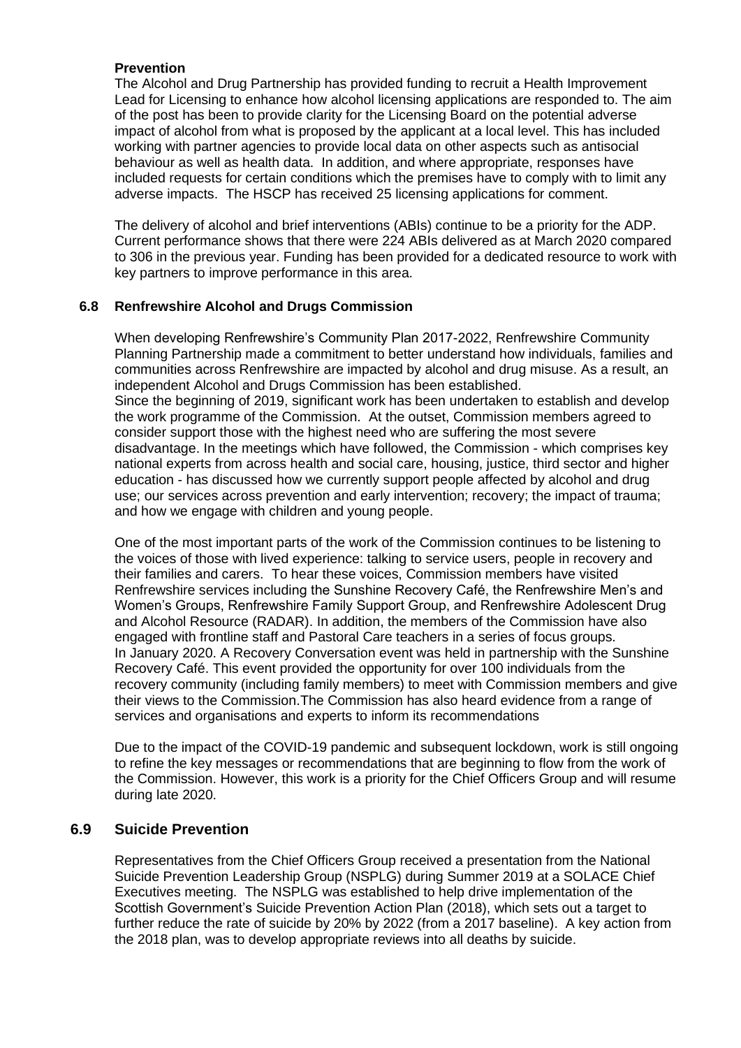**Prevention**

The Alcohol and Drug Partnership has provided funding to recruit a Health Improvement Lead for Licensing to enhance how alcohol licensing applications are responded to. The aim of the post has been to provide clarity for the Licensing Board on the potential adverse impact of alcohol from what is proposed by the applicant at a local level. This has included working with partner agencies to provide local data on other aspects such as antisocial behaviour as well as health data. In addition, and where appropriate, responses have included requests for certain conditions which the premises have to comply with to limit any adverse impacts. The HSCP has received 25 licensing applications for comment.

The delivery of alcohol and brief interventions (ABIs) continue to be a priority for the ADP. Current performance shows that there were 224 ABIs delivered as at March 2020 compared to 306 in the previous year. Funding has been provided for a dedicated resource to work with key partners to improve performance in this area.

### 6.8 Renfrewshire Alcohol and Drugs Commission

When developing Renfrewshire's Community Plan 2017-2022, Renfrewshire Community Planning Partnership made a commitment to better understand how individuals, families and communities across Renfrewshire are impacted by alcohol and drug misuse. As a result, an independent Alcohol and Drugs Commission has been established.

Since the beginning of 2019, significant work has been undertaken to establish and develop the work programme of the Commission. At the outset, Commission members agreed to consider support those with the highest need who are suffering the most severe disadvantage. In the meetings which have followed, the Commission - which comprises key national experts from across health and social care, housing, justice, third sector and higher education - has discussed how we currently support people affected by alcohol and drug use; our services across prevention and early intervention; recovery; the impact of trauma; and how we engage with children and young people.

One of the most important parts of the work of the Commission continues to be listening to the voices of those with lived experience: talking to service users, people in recovery and their families and carers. To hear these voices, Commission members have visited Renfrewshire services including the Sunshine Recovery Café, the Renfrewshire Men's and Women's Groups, Renfrewshire Family Support Group, and Renfrewshire Adolescent Drug and Alcohol Resource (RADAR). In addition, the members of the Commission have also engaged with frontline staff and Pastoral Care teachers in a series of focus groups.

In January 2020. A Recovery Conversation event was held in partnership with the Sunshine Recovery Café. This event provided the opportunity for over 100 individuals from the recovery community (including family members) to meet with Commission members and give their views to the Commission.The Commission has also heard evidence from a range of services and organisations and experts to inform its recommendations

Due to the impact of the COVID-19 pandemic and subsequent lockdown, work is still ongoing to refine the key messages or recommendations that are beginning to flow from the work of the Commission. However, this work is a priority for the Chief Officers Group and will resume during late 2020.

## 6.9 Suicide Prevention

Representatives from the Chief Officers Group received a presentation from the National Suicide Prevention Leadership Group (NSPLG) during Summer 2019 at a SOLACE Chief Executives meeting. The NSPLG was established to help drive implementation of the Scottish Government's Suicide Prevention Action Plan (2018), which sets out a target to further reduce the rate of suicide by 20% by 2022 (from a 2017 baseline). A key action from the 2018 plan, was to develop appropriate reviews into all deaths by suicide.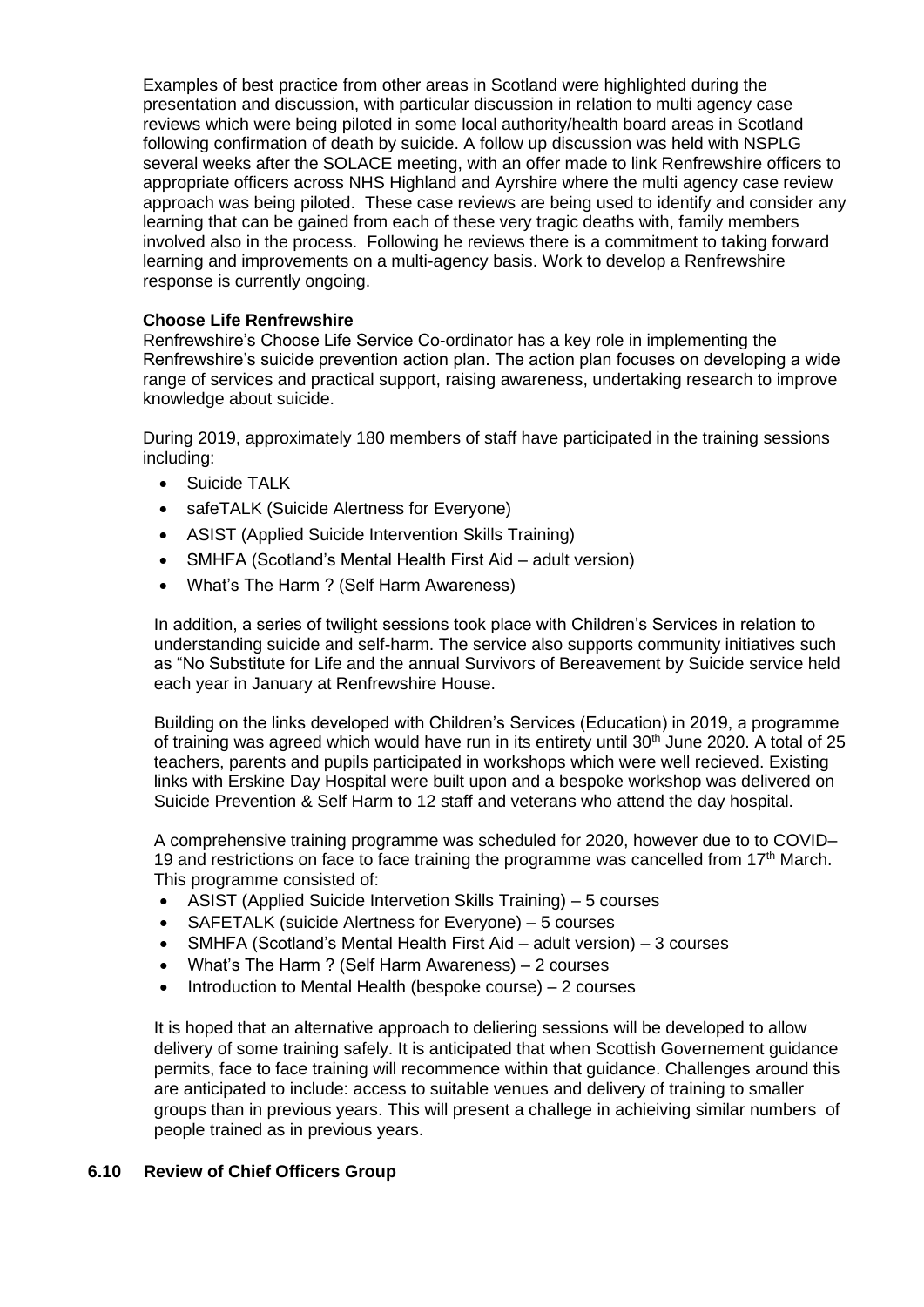Examples of best practice from other areas in Scotland were highlighted during the presentation and discussion, with particular discussion in relation to multi agency case reviews which were being piloted in some local authority/health board areas in Scotland following confirmation of death by suicide. A follow up discussion was held with NSPLG several weeks after the SOLACE meeting, with an offer made to link Renfrewshire officers to appropriate officers across NHS Highland and Ayrshire where the multi agency case review approach was being piloted. These case reviews are being used to identify and consider any learning that can be gained from each of these very tragic deaths with, family members involved also in the process. Following he reviews there is a commitment to taking forward learning and improvements on a multi-agency basis. Work to develop a Renfrewshire response is currently ongoing.

**Choose Life Renfrewshire**

Renfrewshire's Choose Life Service Co-ordinator has a key role in implementing the Renfrewshire's suicide prevention action plan. The action plan focuses on developing a wide range of services and practical support, raising awareness, undertaking research to improve knowledge about suicide.

During 2019, approximately 180 members of staff have participated in the training sessions including:

- Suicide TALK
- safeTALK (Suicide Alertness for Everyone)
- ASIST (Applied Suicide Intervention Skills Training)
- SMHFA (Scotland's Mental Health First Aid – adult version)
- What's The Harm ? (Self Harm Awareness)

In addition, a series of twilight sessions took place with Children's Services in relation to understanding suicide and self-harm. The service also supports community initiatives such as "No Substitute for Life and the annual Survivors of Bereavement by Suicide service held each year in January at Renfrewshire House.

Building on the links developed with Children's Services (Education) in 2019, a programme of training was agreed which would have run in its entirety until 30th June 2020. A total of 25 teachers, parents and pupils participated in workshops which were well recieved. Existing links with Erskine Day Hospital were built upon and a bespoke workshop was delivered on Suicide Prevention & Self Harm to 12 staff and veterans who attend the day hospital.

A comprehensive training programme was scheduled for 2020, however due to to COVID–19 and restrictions on face to face training the programme was cancelled from 17th March. This programme consisted of:

- ASIST (Applied Suicide Intervetion Skills Training) – 5 courses
- SAFETALK (suicide Alertness for Everyone) – 5 courses
- SMHFA (Scotland's Mental Health First Aid – adult version) – 3 courses
- What's The Harm ? (Self Harm Awareness) – 2 courses
- Introduction to Mental Health (bespoke course) – 2 courses

It is hoped that an alternative approach to deliering sessions will be developed to allow delivery of some training safely. It is anticipated that when Scottish Governement guidance permits, face to face training will recommence within that guidance. Challenges around this are anticipated to include: access to suitable venues and delivery of training to smaller groups than in previous years. This will present a challege in achieiving similar numbers of people trained as in previous years.

## 6.10 Review of Chief Officers Group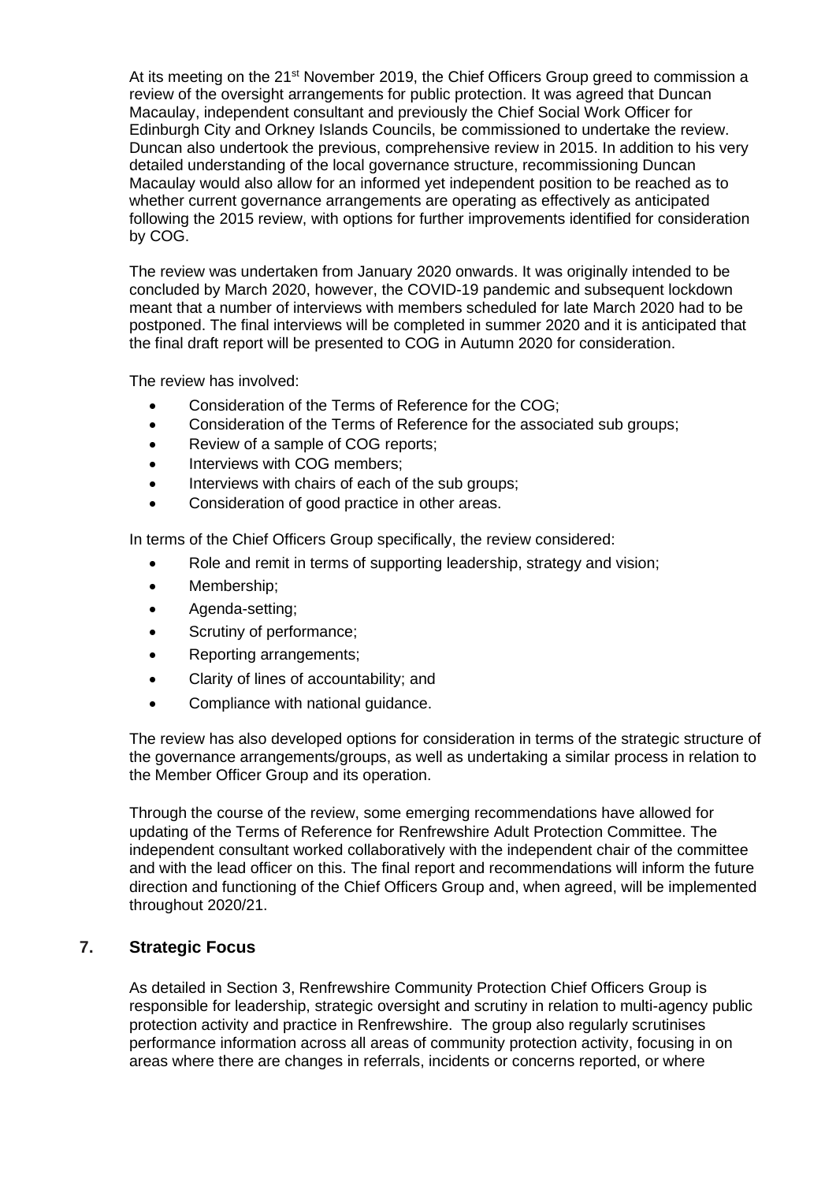At its meeting on the 21st November 2019, the Chief Officers Group greed to commission a review of the oversight arrangements for public protection. It was agreed that Duncan Macaulay, independent consultant and previously the Chief Social Work Officer for Edinburgh City and Orkney Islands Councils, be commissioned to undertake the review. Duncan also undertook the previous, comprehensive review in 2015. In addition to his very detailed understanding of the local governance structure, recommissioning Duncan Macaulay would also allow for an informed yet independent position to be reached as to whether current governance arrangements are operating as effectively as anticipated following the 2015 review, with options for further improvements identified for consideration by COG.

The review was undertaken from January 2020 onwards. It was originally intended to be concluded by March 2020, however, the COVID-19 pandemic and subsequent lockdown meant that a number of interviews with members scheduled for late March 2020 had to be postponed. The final interviews will be completed in summer 2020 and it is anticipated that the final draft report will be presented to COG in Autumn 2020 for consideration.

The review has involved:

- Consideration of the Terms of Reference for the COG;
- Consideration of the Terms of Reference for the associated sub groups;
- Review of a sample of COG reports;
- Interviews with COG members;
- Interviews with chairs of each of the sub groups;
- Consideration of good practice in other areas.

In terms of the Chief Officers Group specifically, the review considered:

- Role and remit in terms of supporting leadership, strategy and vision;
- Membership;
- Agenda-setting;
- Scrutiny of performance;
- Reporting arrangements;
- Clarity of lines of accountability; and
- Compliance with national guidance.

The review has also developed options for consideration in terms of the strategic structure of the governance arrangements/groups, as well as undertaking a similar process in relation to the Member Officer Group and its operation.

Through the course of the review, some emerging recommendations have allowed for updating of the Terms of Reference for Renfrewshire Adult Protection Committee. The independent consultant worked collaboratively with the independent chair of the committee and with the lead officer on this. The final report and recommendations will inform the future direction and functioning of the Chief Officers Group and, when agreed, will be implemented throughout 2020/21.

## 7. Strategic Focus

As detailed in Section 3, Renfrewshire Community Protection Chief Officers Group is responsible for leadership, strategic oversight and scrutiny in relation to multi-agency public protection activity and practice in Renfrewshire. The group also regularly scrutinises performance information across all areas of community protection activity, focusing in on areas where there are changes in referrals, incidents or concerns reported, or where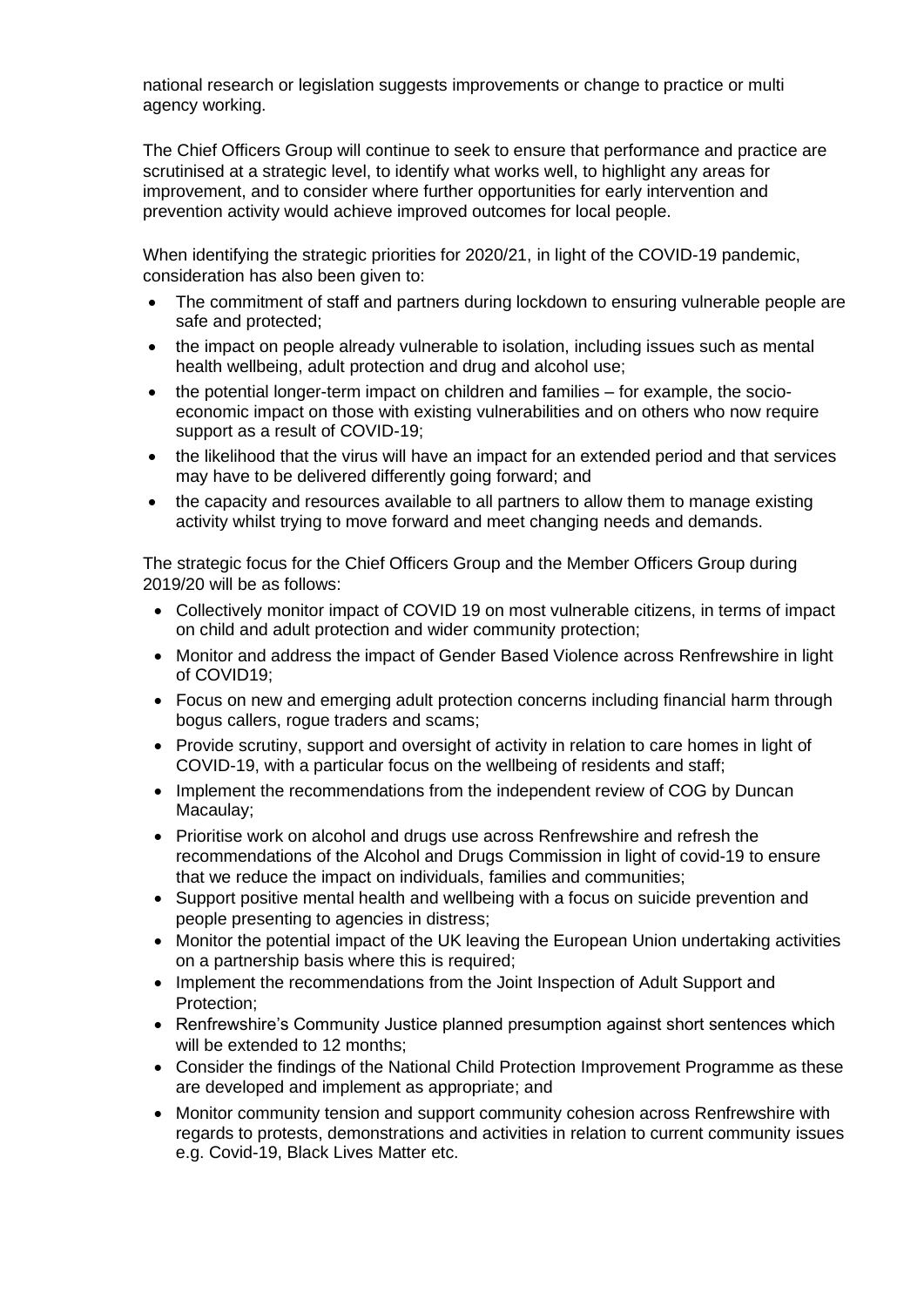national research or legislation suggests improvements or change to practice or multi agency working.

The Chief Officers Group will continue to seek to ensure that performance and practice are scrutinised at a strategic level, to identify what works well, to highlight any areas for improvement, and to consider where further opportunities for early intervention and prevention activity would achieve improved outcomes for local people.

When identifying the strategic priorities for 2020/21, in light of the COVID-19 pandemic, consideration has also been given to:

- The commitment of staff and partners during lockdown to ensuring vulnerable people are safe and protected;
- the impact on people already vulnerable to isolation, including issues such as mental health wellbeing, adult protection and drug and alcohol use;
- the potential longer-term impact on children and families – for example, the socio-economic impact on those with existing vulnerabilities and on others who now require support as a result of COVID-19;
- the likelihood that the virus will have an impact for an extended period and that services may have to be delivered differently going forward; and
- the capacity and resources available to all partners to allow them to manage existing activity whilst trying to move forward and meet changing needs and demands.

The strategic focus for the Chief Officers Group and the Member Officers Group during 2019/20 will be as follows:

- Collectively monitor impact of COVID 19 on most vulnerable citizens, in terms of impact on child and adult protection and wider community protection;
- Monitor and address the impact of Gender Based Violence across Renfrewshire in light of COVID19;
- Focus on new and emerging adult protection concerns including financial harm through bogus callers, rogue traders and scams;
- Provide scrutiny, support and oversight of activity in relation to care homes in light of COVID-19, with a particular focus on the wellbeing of residents and staff;
- Implement the recommendations from the independent review of COG by Duncan Macaulay;
- Prioritise work on alcohol and drugs use across Renfrewshire and refresh the recommendations of the Alcohol and Drugs Commission in light of covid-19 to ensure that we reduce the impact on individuals, families and communities;
- Support positive mental health and wellbeing with a focus on suicide prevention and people presenting to agencies in distress;
- Monitor the potential impact of the UK leaving the European Union undertaking activities on a partnership basis where this is required;
- Implement the recommendations from the Joint Inspection of Adult Support and Protection;
- Renfrewshire's Community Justice planned presumption against short sentences which will be extended to 12 months;
- Consider the findings of the National Child Protection Improvement Programme as these are developed and implement as appropriate; and
- Monitor community tension and support community cohesion across Renfrewshire with regards to protests, demonstrations and activities in relation to current community issues e.g. Covid-19, Black Lives Matter etc.